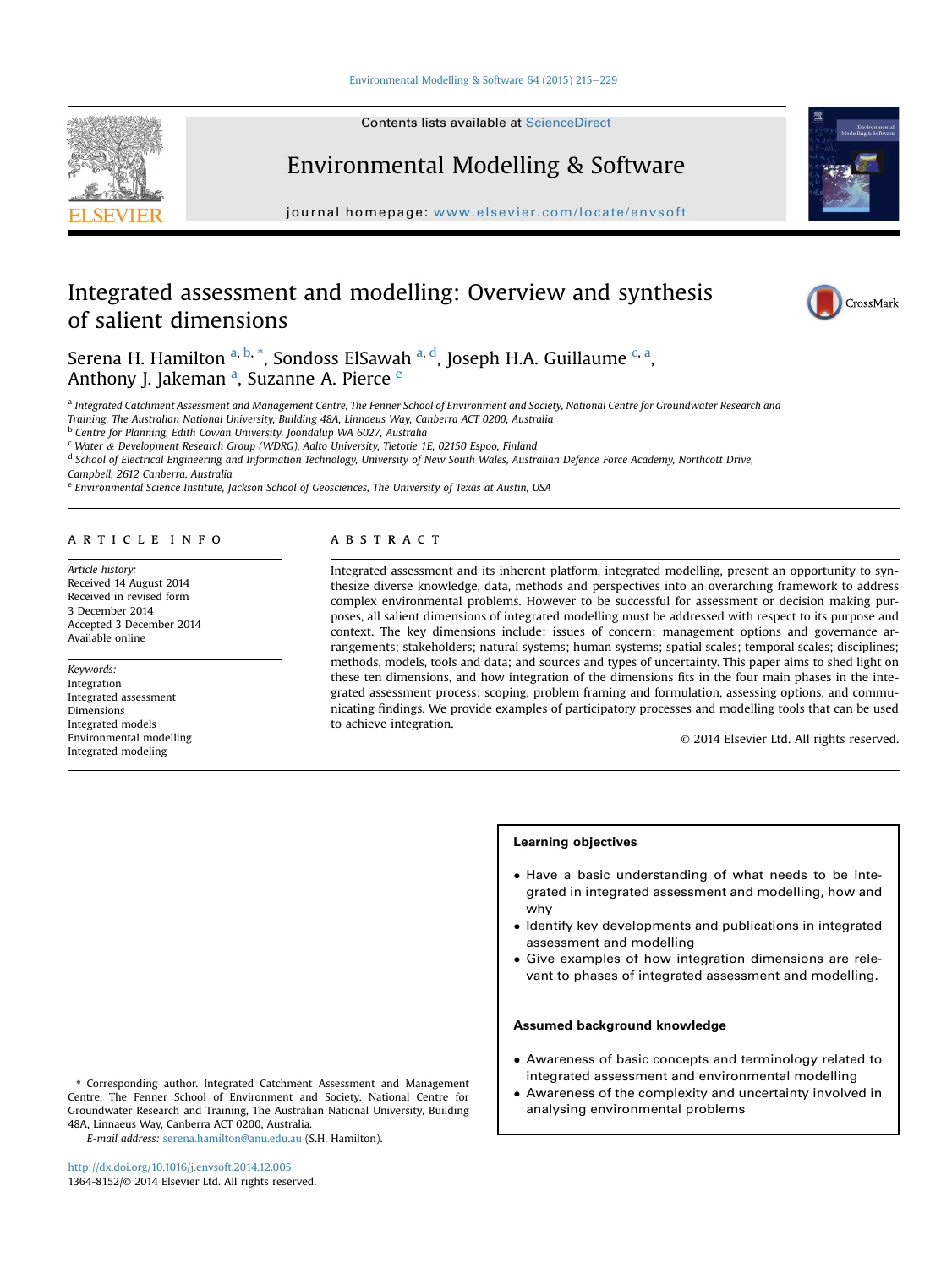# Integrated assessment and modelling: Overview and synthesis of salient dimensions

Serena H. Hamilton [a, b, *], Sondoss ElSawah [a, d], Joseph H.A. Guillaume [c, a], Anthony J. Jakeman [a], Suzanne A. Pierce [e]

[a] *Integrated Catchment Assessment and Management Centre, The Fenner School of Environment and Society, National Centre for Groundwater Research and Training, The Australian National University, Building 48A, Linnaeus Way, Canberra ACT 0200, Australia*

[b] *Centre for Planning, Edith Cowan University, Joondalup WA 6027, Australia*

[c] *Water & Development Research Group (WDRG), Aalto University, Tietotie 1E, 02150 Espoo, Finland*

[d] *School of Electrical Engineering and Information Technology, University of New South Wales, Australian Defence Force Academy, Northcott Drive, Campbell, 2612 Canberra, Australia*

[e] *Environmental Science Institute, Jackson School of Geosciences, The University of Texas at Austin, USA*

## ARTICLE INFO

*Article history:*
Received 14 August 2014
Received in revised form
3 December 2014
Accepted 3 December 2014
Available online

*Keywords:*
Integration
Integrated assessment
Dimensions
Integrated models
Environmental modelling
Integrated modeling

## ABSTRACT

Integrated assessment and its inherent platform, integrated modelling, present an opportunity to synthesize diverse knowledge, data, methods and perspectives into an overarching framework to address complex environmental problems. However to be successful for assessment or decision making purposes, all salient dimensions of integrated modelling must be addressed with respect to its purpose and context. The key dimensions include: issues of concern; management options and governance arrangements; stakeholders; natural systems; human systems; spatial scales; temporal scales; disciplines; methods, models, tools and data; and sources and types of uncertainty. This paper aims to shed light on these ten dimensions, and how integration of the dimensions fits in the four main phases in the integrated assessment process: scoping, problem framing and formulation, assessing options, and communicating findings. We provide examples of participatory processes and modelling tools that can be used to achieve integration.

© 2014 Elsevier Ltd. All rights reserved.

**Learning objectives**

- Have a basic understanding of what needs to be integrated in integrated assessment and modelling, how and why
- Identify key developments and publications in integrated assessment and modelling
- Give examples of how integration dimensions are relevant to phases of integrated assessment and modelling.

**Assumed background knowledge**

- Awareness of basic concepts and terminology related to integrated assessment and environmental modelling
- Awareness of the complexity and uncertainty involved in analysing environmental problems

\* Corresponding author. Integrated Catchment Assessment and Management Centre, The Fenner School of Environment and Society, National Centre for Groundwater Research and Training, The Australian National University, Building 48A, Linnaeus Way, Canberra ACT 0200, Australia.

*E-mail address:* serena.hamilton@anu.edu.au (S.H. Hamilton).

http://dx.doi.org/10.1016/j.envsoft.2014.12.005
1364-8152/© 2014 Elsevier Ltd. All rights reserved.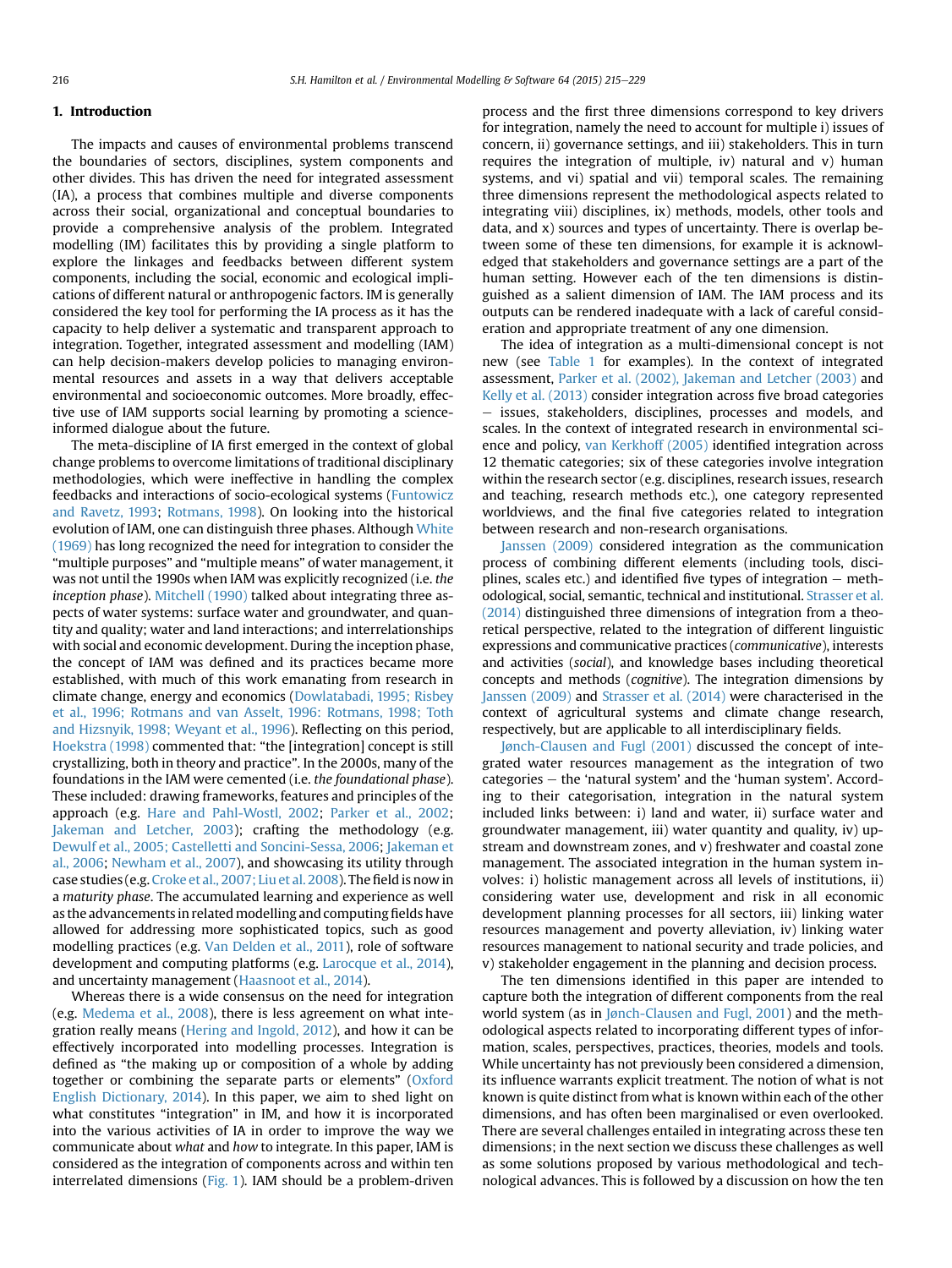## 1. Introduction

The impacts and causes of environmental problems transcend the boundaries of sectors, disciplines, system components and other divides. This has driven the need for integrated assessment (IA), a process that combines multiple and diverse components across their social, organizational and conceptual boundaries to provide a comprehensive analysis of the problem. Integrated modelling (IM) facilitates this by providing a single platform to explore the linkages and feedbacks between different system components, including the social, economic and ecological implications of different natural or anthropogenic factors. IM is generally considered the key tool for performing the IA process as it has the capacity to help deliver a systematic and transparent approach to integration. Together, integrated assessment and modelling (IAM) can help decision-makers develop policies to managing environmental resources and assets in a way that delivers acceptable environmental and socioeconomic outcomes. More broadly, effective use of IAM supports social learning by promoting a science-informed dialogue about the future.

The meta-discipline of IA first emerged in the context of global change problems to overcome limitations of traditional disciplinary methodologies, which were ineffective in handling the complex feedbacks and interactions of socio-ecological systems (Funtowicz and Ravetz, 1993; Rotmans, 1998). On looking into the historical evolution of IAM, one can distinguish three phases. Although White (1969) has long recognized the need for integration to consider the "multiple purposes" and "multiple means" of water management, it was not until the 1990s when IAM was explicitly recognized (i.e. *the inception phase*). Mitchell (1990) talked about integrating three aspects of water systems: surface water and groundwater, and quantity and quality; water and land interactions; and interrelationships with social and economic development. During the inception phase, the concept of IAM was defined and its practices became more established, with much of this work emanating from research in climate change, energy and economics (Dowlatabadi, 1995; Risbey et al., 1996; Rotmans and van Asselt, 1996; Rotmans, 1998; Toth and Hizsnyik, 1998; Weyant et al., 1996). Reflecting on this period, Hoekstra (1998) commented that: "the [integration] concept is still crystallizing, both in theory and practice". In the 2000s, many of the foundations in the IAM were cemented (i.e. *the foundational phase*). These included: drawing frameworks, features and principles of the approach (e.g. Hare and Pahl-Wostl, 2002; Parker et al., 2002; Jakeman and Letcher, 2003); crafting the methodology (e.g. Dewulf et al., 2005; Castelletti and Soncini-Sessa, 2006; Jakeman et al., 2006; Newham et al., 2007), and showcasing its utility through case studies (e.g. Croke et al., 2007; Liu et al. 2008). The field is now in a *maturity phase*. The accumulated learning and experience as well as the advancements in related modelling and computing fields have allowed for addressing more sophisticated topics, such as good modelling practices (e.g. Van Delden et al., 2011), role of software development and computing platforms (e.g. Larocque et al., 2014), and uncertainty management (Haasnoot et al., 2014).

Whereas there is a wide consensus on the need for integration (e.g. Medema et al., 2008), there is less agreement on what integration really means (Hering and Ingold, 2012), and how it can be effectively incorporated into modelling processes. Integration is defined as "the making up or composition of a whole by adding together or combining the separate parts or elements" (Oxford English Dictionary, 2014). In this paper, we aim to shed light on what constitutes "integration" in IM, and how it is incorporated into the various activities of IA in order to improve the way we communicate about *what* and *how* to integrate. In this paper, IAM is considered as the integration of components across and within ten interrelated dimensions (Fig. 1). IAM should be a problem-driven process and the first three dimensions correspond to key drivers for integration, namely the need to account for multiple i) issues of concern, ii) governance settings, and iii) stakeholders. This in turn requires the integration of multiple, iv) natural and v) human systems, and vi) spatial and vii) temporal scales. The remaining three dimensions represent the methodological aspects related to integrating viii) disciplines, ix) methods, models, other tools and data, and x) sources and types of uncertainty. There is overlap between some of these ten dimensions, for example it is acknowledged that stakeholders and governance settings are a part of the human setting. However each of the ten dimensions is distinguished as a salient dimension of IAM. The IAM process and its outputs can be rendered inadequate with a lack of careful consideration and appropriate treatment of any one dimension.

The idea of integration as a multi-dimensional concept is not new (see Table 1 for examples). In the context of integrated assessment, Parker et al. (2002), Jakeman and Letcher (2003) and Kelly et al. (2013) consider integration across five broad categories – issues, stakeholders, disciplines, processes and models, and scales. In the context of integrated research in environmental science and policy, van Kerkhoff (2005) identified integration across 12 thematic categories; six of these categories involve integration within the research sector (e.g. disciplines, research issues, research and teaching, research methods etc.), one category represented worldviews, and the final five categories related to integration between research and non-research organisations.

Janssen (2009) considered integration as the communication process of combining different elements (including tools, disciplines, scales etc.) and identified five types of integration – methodological, social, semantic, technical and institutional. Strasser et al. (2014) distinguished three dimensions of integration from a theoretical perspective, related to the integration of different linguistic expressions and communicative practices (*communicative*), interests and activities (*social*), and knowledge bases including theoretical concepts and methods (*cognitive*). The integration dimensions by Janssen (2009) and Strasser et al. (2014) were characterised in the context of agricultural systems and climate change research, respectively, but are applicable to all interdisciplinary fields.

Jønch-Clausen and Fugl (2001) discussed the concept of integrated water resources management as the integration of two categories – the 'natural system' and the 'human system'. According to their categorisation, integration in the natural system included links between: i) land and water, ii) surface water and groundwater management, iii) water quantity and quality, iv) upstream and downstream zones, and v) freshwater and coastal zone management. The associated integration in the human system involves: i) holistic management across all levels of institutions, ii) considering water use, development and risk in all economic development planning processes for all sectors, iii) linking water resources management and poverty alleviation, iv) linking water resources management to national security and trade policies, and v) stakeholder engagement in the planning and decision process.

The ten dimensions identified in this paper are intended to capture both the integration of different components from the real world system (as in Jønch-Clausen and Fugl, 2001) and the methodological aspects related to incorporating different types of information, scales, perspectives, practices, theories, models and tools. While uncertainty has not previously been considered a dimension, its influence warrants explicit treatment. The notion of what is not known is quite distinct from what is known within each of the other dimensions, and has often been marginalised or even overlooked. There are several challenges entailed in integrating across these ten dimensions; in the next section we discuss these challenges as well as some solutions proposed by various methodological and technological advances. This is followed by a discussion on how the ten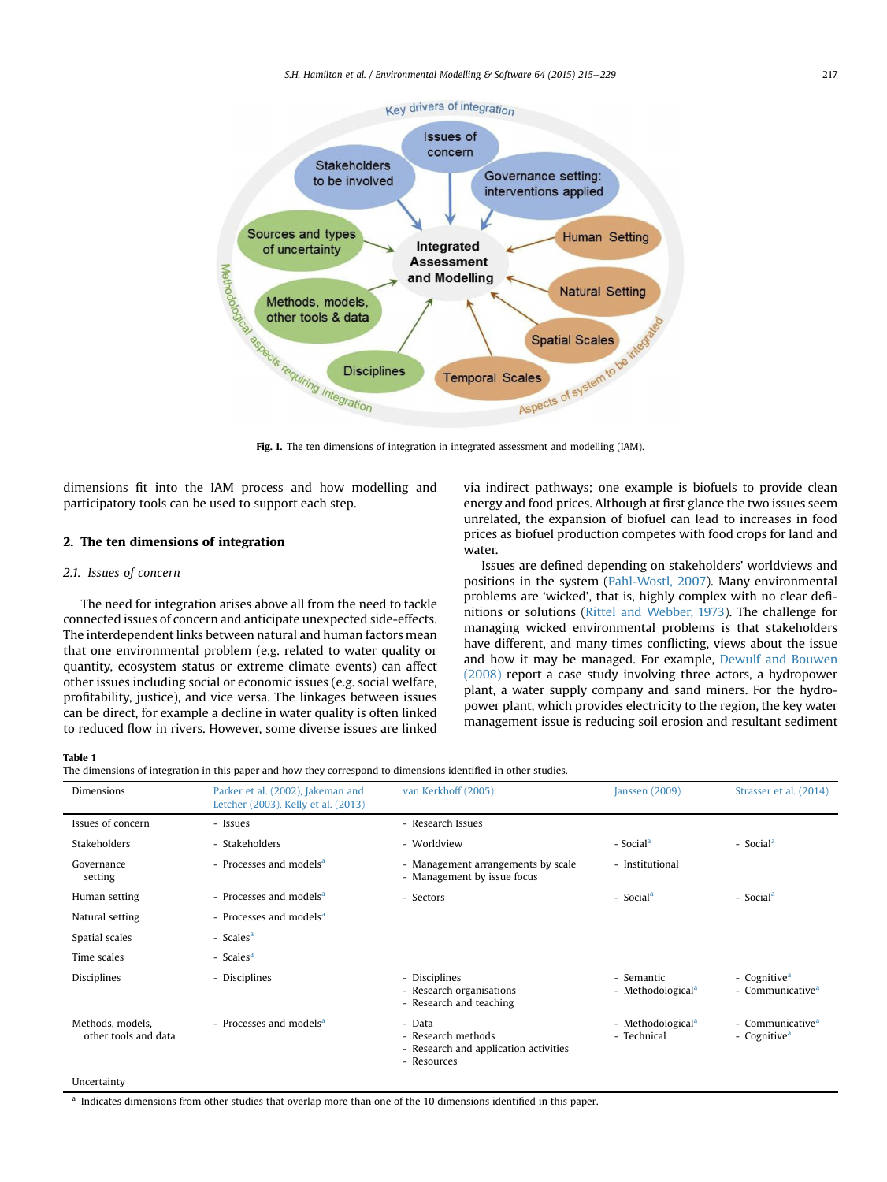Fig. 1. The ten dimensions of integration in integrated assessment and modelling (IAM).

dimensions fit into the IAM process and how modelling and participatory tools can be used to support each step.

## 2. The ten dimensions of integration

### 2.1. Issues of concern

The need for integration arises above all from the need to tackle connected issues of concern and anticipate unexpected side-effects. The interdependent links between natural and human factors mean that one environmental problem (e.g. related to water quality or quantity, ecosystem status or extreme climate events) can affect other issues including social or economic issues (e.g. social welfare, profitability, justice), and vice versa. The linkages between issues can be direct, for example a decline in water quality is often linked to reduced flow in rivers. However, some diverse issues are linked via indirect pathways; one example is biofuels to provide clean energy and food prices. Although at first glance the two issues seem unrelated, the expansion of biofuel can lead to increases in food prices as biofuel production competes with food crops for land and water.

Issues are defined depending on stakeholders' worldviews and positions in the system (Pahl-Wostl, 2007). Many environmental problems are 'wicked', that is, highly complex with no clear definitions or solutions (Rittel and Webber, 1973). The challenge for managing wicked environmental problems is that stakeholders have different, and many times conflicting, views about the issue and how it may be managed. For example, Dewulf and Bouwen (2008) report a case study involving three actors, a hydropower plant, a water supply company and sand miners. For the hydropower plant, which provides electricity to the region, the key water management issue is reducing soil erosion and resultant sediment

**Table 1**
The dimensions of integration in this paper and how they correspond to dimensions identified in other studies.

| Dimensions | Parker et al. (2002), Jakeman and Letcher (2003), Kelly et al. (2013) | van Kerkhoff (2005) | Janssen (2009) | Strasser et al. (2014) |
|---|---|---|---|---|
| Issues of concern | - Issues | - Research Issues | | |
| Stakeholders | - Stakeholders | - Worldview | - Social[a] | - Social[a] |
| Governance setting | - Processes and models[a] | - Management arrangements by scale<br>- Management by issue focus | - Institutional | |
| Human setting | - Processes and models[a] | - Sectors | - Social[a] | - Social[a] |
| Natural setting | - Processes and models[a] | | | |
| Spatial scales | - Scales[a] | | | |
| Time scales | - Scales[a] | | | |
| Disciplines | - Disciplines | - Disciplines<br>- Research organisations<br>- Research and teaching | - Semantic<br>- Methodological[a] | - Cognitive[a]<br>- Communicative[a] |
| Methods, models, other tools and data | - Processes and models[a] | - Data<br>- Research methods<br>- Research and application activities<br>- Resources | - Methodological[a]<br>- Technical | - Communicative[a]<br>- Cognitive[a] |
| Uncertainty | | | | |

[a] Indicates dimensions from other studies that overlap more than one of the 10 dimensions identified in this paper.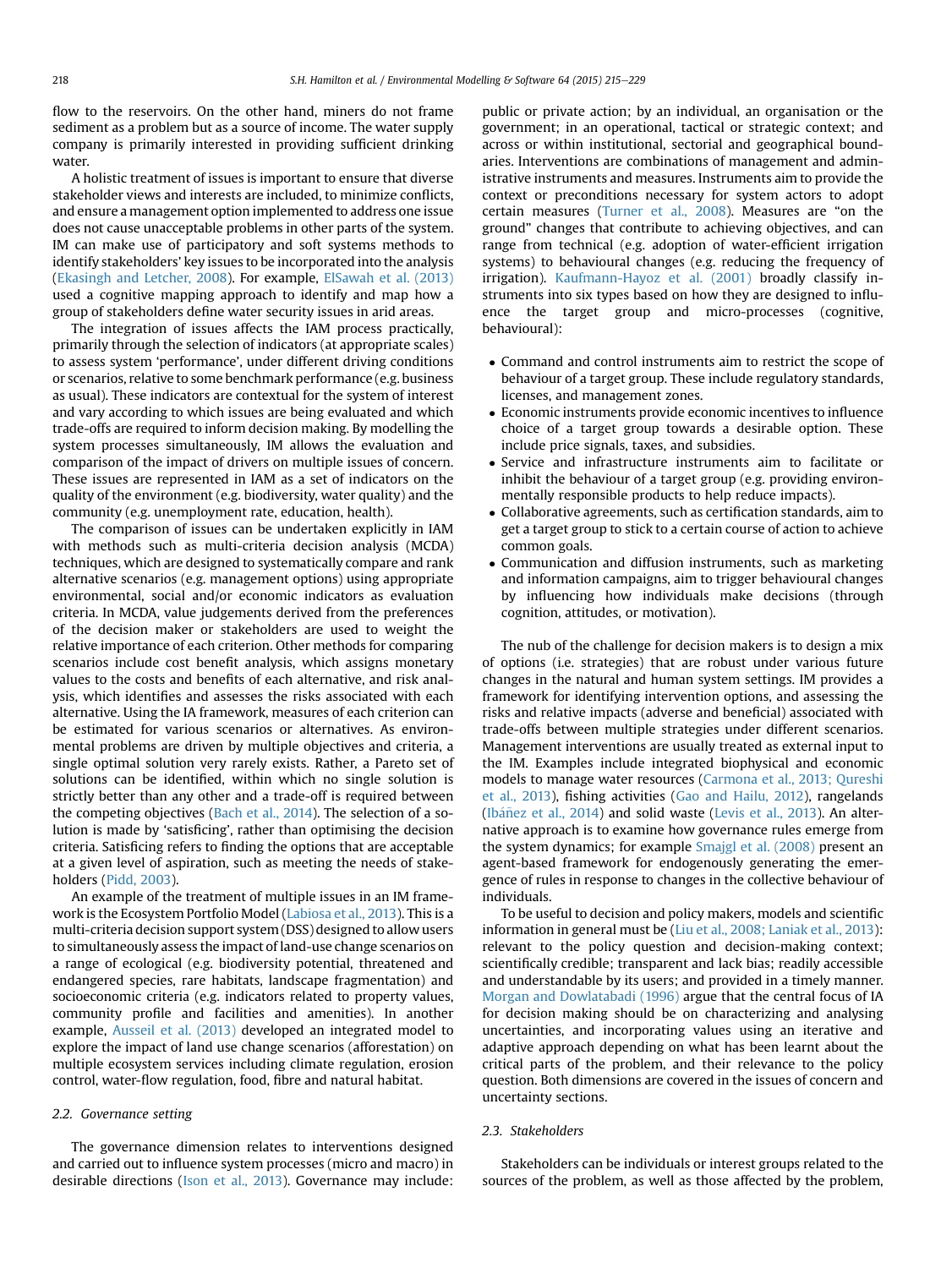flow to the reservoirs. On the other hand, miners do not frame sediment as a problem but as a source of income. The water supply company is primarily interested in providing sufficient drinking water.

A holistic treatment of issues is important to ensure that diverse stakeholder views and interests are included, to minimize conflicts, and ensure a management option implemented to address one issue does not cause unacceptable problems in other parts of the system. IM can make use of participatory and soft systems methods to identify stakeholders' key issues to be incorporated into the analysis (Ekasingh and Letcher, 2008). For example, ElSawah et al. (2013) used a cognitive mapping approach to identify and map how a group of stakeholders define water security issues in arid areas.

The integration of issues affects the IAM process practically, primarily through the selection of indicators (at appropriate scales) to assess system 'performance', under different driving conditions or scenarios, relative to some benchmark performance (e.g. business as usual). These indicators are contextual for the system of interest and vary according to which issues are being evaluated and which trade-offs are required to inform decision making. By modelling the system processes simultaneously, IM allows the evaluation and comparison of the impact of drivers on multiple issues of concern. These issues are represented in IAM as a set of indicators on the quality of the environment (e.g. biodiversity, water quality) and the community (e.g. unemployment rate, education, health).

The comparison of issues can be undertaken explicitly in IAM with methods such as multi-criteria decision analysis (MCDA) techniques, which are designed to systematically compare and rank alternative scenarios (e.g. management options) using appropriate environmental, social and/or economic indicators as evaluation criteria. In MCDA, value judgements derived from the preferences of the decision maker or stakeholders are used to weight the relative importance of each criterion. Other methods for comparing scenarios include cost benefit analysis, which assigns monetary values to the costs and benefits of each alternative, and risk analysis, which identifies and assesses the risks associated with each alternative. Using the IA framework, measures of each criterion can be estimated for various scenarios or alternatives. As environmental problems are driven by multiple objectives and criteria, a single optimal solution very rarely exists. Rather, a Pareto set of solutions can be identified, within which no single solution is strictly better than any other and a trade-off is required between the competing objectives (Bach et al., 2014). The selection of a solution is made by 'satisficing', rather than optimising the decision criteria. Satisficing refers to finding the options that are acceptable at a given level of aspiration, such as meeting the needs of stakeholders (Pidd, 2003).

An example of the treatment of multiple issues in an IM framework is the Ecosystem Portfolio Model (Labiosa et al., 2013). This is a multi-criteria decision support system (DSS) designed to allow users to simultaneously assess the impact of land-use change scenarios on a range of ecological (e.g. biodiversity potential, threatened and endangered species, rare habitats, landscape fragmentation) and socioeconomic criteria (e.g. indicators related to property values, community profile and facilities and amenities). In another example, Ausseil et al. (2013) developed an integrated model to explore the impact of land use change scenarios (afforestation) on multiple ecosystem services including climate regulation, erosion control, water-flow regulation, food, fibre and natural habitat.

### 2.2. Governance setting

The governance dimension relates to interventions designed and carried out to influence system processes (micro and macro) in desirable directions (Ison et al., 2013). Governance may include: public or private action; by an individual, an organisation or the government; in an operational, tactical or strategic context; and across or within institutional, sectorial and geographical boundaries. Interventions are combinations of management and administrative instruments and measures. Instruments aim to provide the context or preconditions necessary for system actors to adopt certain measures (Turner et al., 2008). Measures are "on the ground" changes that contribute to achieving objectives, and can range from technical (e.g. adoption of water-efficient irrigation systems) to behavioural changes (e.g. reducing the frequency of irrigation). Kaufmann-Hayoz et al. (2001) broadly classify instruments into six types based on how they are designed to influence the target group and micro-processes (cognitive, behavioural):

- Command and control instruments aim to restrict the scope of behaviour of a target group. These include regulatory standards, licenses, and management zones.
- Economic instruments provide economic incentives to influence choice of a target group towards a desirable option. These include price signals, taxes, and subsidies.
- Service and infrastructure instruments aim to facilitate or inhibit the behaviour of a target group (e.g. providing environmentally responsible products to help reduce impacts).
- Collaborative agreements, such as certification standards, aim to get a target group to stick to a certain course of action to achieve common goals.
- Communication and diffusion instruments, such as marketing and information campaigns, aim to trigger behavioural changes by influencing how individuals make decisions (through cognition, attitudes, or motivation).

The nub of the challenge for decision makers is to design a mix of options (i.e. strategies) that are robust under various future changes in the natural and human system settings. IM provides a framework for identifying intervention options, and assessing the risks and relative impacts (adverse and beneficial) associated with trade-offs between multiple strategies under different scenarios. Management interventions are usually treated as external input to the IM. Examples include integrated biophysical and economic models to manage water resources (Carmona et al., 2013; Qureshi et al., 2013), fishing activities (Gao and Hailu, 2012), rangelands (Ibáñez et al., 2014) and solid waste (Levis et al., 2013). An alternative approach is to examine how governance rules emerge from the system dynamics; for example Smajgl et al. (2008) present an agent-based framework for endogenously generating the emergence of rules in response to changes in the collective behaviour of individuals.

To be useful to decision and policy makers, models and scientific information in general must be (Liu et al., 2008; Laniak et al., 2013): relevant to the policy question and decision-making context; scientifically credible; transparent and lack bias; readily accessible and understandable by its users; and provided in a timely manner. Morgan and Dowlatabadi (1996) argue that the central focus of IA for decision making should be on characterizing and analysing uncertainties, and incorporating values using an iterative and adaptive approach depending on what has been learnt about the critical parts of the problem, and their relevance to the policy question. Both dimensions are covered in the issues of concern and uncertainty sections.

### 2.3. Stakeholders

Stakeholders can be individuals or interest groups related to the sources of the problem, as well as those affected by the problem,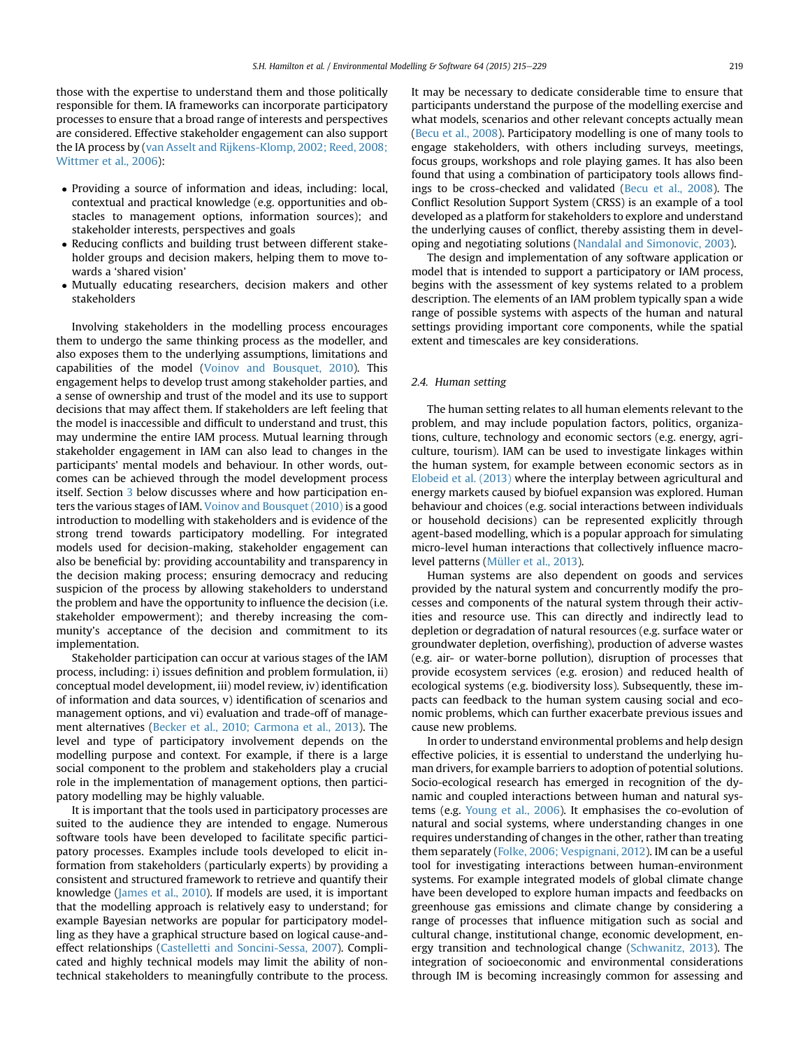those with the expertise to understand them and those politically responsible for them. IA frameworks can incorporate participatory processes to ensure that a broad range of interests and perspectives are considered. Effective stakeholder engagement can also support the IA process by (van Asselt and Rijkens-Klomp, 2002; Reed, 2008; Wittmer et al., 2006):

- Providing a source of information and ideas, including: local, contextual and practical knowledge (e.g. opportunities and obstacles to management options, information sources); and stakeholder interests, perspectives and goals
- Reducing conflicts and building trust between different stakeholder groups and decision makers, helping them to move towards a 'shared vision'
- Mutually educating researchers, decision makers and other stakeholders

Involving stakeholders in the modelling process encourages them to undergo the same thinking process as the modeller, and also exposes them to the underlying assumptions, limitations and capabilities of the model (Voinov and Bousquet, 2010). This engagement helps to develop trust among stakeholder parties, and a sense of ownership and trust of the model and its use to support decisions that may affect them. If stakeholders are left feeling that the model is inaccessible and difficult to understand and trust, this may undermine the entire IAM process. Mutual learning through stakeholder engagement in IAM can also lead to changes in the participants' mental models and behaviour. In other words, outcomes can be achieved through the model development process itself. Section 3 below discusses where and how participation enters the various stages of IAM. Voinov and Bousquet (2010) is a good introduction to modelling with stakeholders and is evidence of the strong trend towards participatory modelling. For integrated models used for decision-making, stakeholder engagement can also be beneficial by: providing accountability and transparency in the decision making process; ensuring democracy and reducing suspicion of the process by allowing stakeholders to understand the problem and have the opportunity to influence the decision (i.e. stakeholder empowerment); and thereby increasing the community's acceptance of the decision and commitment to its implementation.

Stakeholder participation can occur at various stages of the IAM process, including: i) issues definition and problem formulation, ii) conceptual model development, iii) model review, iv) identification of information and data sources, v) identification of scenarios and management options, and vi) evaluation and trade-off of management alternatives (Becker et al., 2010; Carmona et al., 2013). The level and type of participatory involvement depends on the modelling purpose and context. For example, if there is a large social component to the problem and stakeholders play a crucial role in the implementation of management options, then participatory modelling may be highly valuable.

It is important that the tools used in participatory processes are suited to the audience they are intended to engage. Numerous software tools have been developed to facilitate specific participatory processes. Examples include tools developed to elicit information from stakeholders (particularly experts) by providing a consistent and structured framework to retrieve and quantify their knowledge (James et al., 2010). If models are used, it is important that the modelling approach is relatively easy to understand; for example Bayesian networks are popular for participatory modelling as they have a graphical structure based on logical cause-and-effect relationships (Castelletti and Soncini-Sessa, 2007). Complicated and highly technical models may limit the ability of non-technical stakeholders to meaningfully contribute to the process. It may be necessary to dedicate considerable time to ensure that participants understand the purpose of the modelling exercise and what models, scenarios and other relevant concepts actually mean (Becu et al., 2008). Participatory modelling is one of many tools to engage stakeholders, with others including surveys, meetings, focus groups, workshops and role playing games. It has also been found that using a combination of participatory tools allows findings to be cross-checked and validated (Becu et al., 2008). The Conflict Resolution Support System (CRSS) is an example of a tool developed as a platform for stakeholders to explore and understand the underlying causes of conflict, thereby assisting them in developing and negotiating solutions (Nandalal and Simonovic, 2003).

The design and implementation of any software application or model that is intended to support a participatory or IAM process, begins with the assessment of key systems related to a problem description. The elements of an IAM problem typically span a wide range of possible systems with aspects of the human and natural settings providing important core components, while the spatial extent and timescales are key considerations.

### 2.4. Human setting

The human setting relates to all human elements relevant to the problem, and may include population factors, politics, organizations, culture, technology and economic sectors (e.g. energy, agriculture, tourism). IAM can be used to investigate linkages within the human system, for example between economic sectors as in Elobeid et al. (2013) where the interplay between agricultural and energy markets caused by biofuel expansion was explored. Human behaviour and choices (e.g. social interactions between individuals or household decisions) can be represented explicitly through agent-based modelling, which is a popular approach for simulating micro-level human interactions that collectively influence macro-level patterns (Müller et al., 2013).

Human systems are also dependent on goods and services provided by the natural system and concurrently modify the processes and components of the natural system through their activities and resource use. This can directly and indirectly lead to depletion or degradation of natural resources (e.g. surface water or groundwater depletion, overfishing), production of adverse wastes (e.g. air- or water-borne pollution), disruption of processes that provide ecosystem services (e.g. erosion) and reduced health of ecological systems (e.g. biodiversity loss). Subsequently, these impacts can feedback to the human system causing social and economic problems, which can further exacerbate previous issues and cause new problems.

In order to understand environmental problems and help design effective policies, it is essential to understand the underlying human drivers, for example barriers to adoption of potential solutions. Socio-ecological research has emerged in recognition of the dynamic and coupled interactions between human and natural systems (e.g. Young et al., 2006). It emphasises the co-evolution of natural and social systems, where understanding changes in one requires understanding of changes in the other, rather than treating them separately (Folke, 2006; Vespignani, 2012). IM can be a useful tool for investigating interactions between human-environment systems. For example integrated models of global climate change have been developed to explore human impacts and feedbacks on greenhouse gas emissions and climate change by considering a range of processes that influence mitigation such as social and cultural change, institutional change, economic development, energy transition and technological change (Schwanitz, 2013). The integration of socioeconomic and environmental considerations through IM is becoming increasingly common for assessing and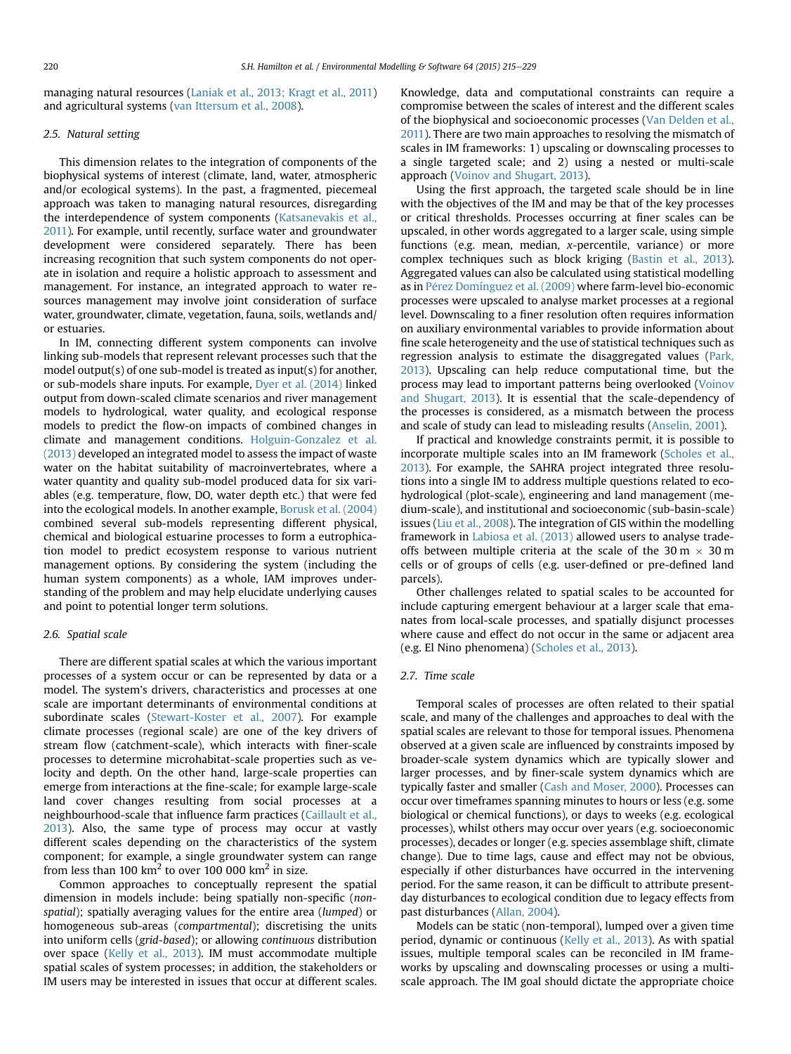managing natural resources (Laniak et al., 2013; Kragt et al., 2011) and agricultural systems (van Ittersum et al., 2008).

### 2.5. Natural setting

This dimension relates to the integration of components of the biophysical systems of interest (climate, land, water, atmospheric and/or ecological systems). In the past, a fragmented, piecemeal approach was taken to managing natural resources, disregarding the interdependence of system components (Katsanevakis et al., 2011). For example, until recently, surface water and groundwater development were considered separately. There has been increasing recognition that such system components do not operate in isolation and require a holistic approach to assessment and management. For instance, an integrated approach to water resources management may involve joint consideration of surface water, groundwater, climate, vegetation, fauna, soils, wetlands and/or estuaries.

In IM, connecting different system components can involve linking sub-models that represent relevant processes such that the model output(s) of one sub-model is treated as input(s) for another, or sub-models share inputs. For example, Dyer et al. (2014) linked output from down-scaled climate scenarios and river management models to hydrological, water quality, and ecological response models to predict the flow-on impacts of combined changes in climate and management conditions. Holguin-Gonzalez et al. (2013) developed an integrated model to assess the impact of waste water on the habitat suitability of macroinvertebrates, where a water quantity and quality sub-model produced data for six variables (e.g. temperature, flow, DO, water depth etc.) that were fed into the ecological models. In another example, Borusk et al. (2004) combined several sub-models representing different physical, chemical and biological estuarine processes to form a eutrophication model to predict ecosystem response to various nutrient management options. By considering the system (including the human system components) as a whole, IAM improves understanding of the problem and may help elucidate underlying causes and point to potential longer term solutions.

### 2.6. Spatial scale

There are different spatial scales at which the various important processes of a system occur or can be represented by data or a model. The system's drivers, characteristics and processes at one scale are important determinants of environmental conditions at subordinate scales (Stewart-Koster et al., 2007). For example climate processes (regional scale) are one of the key drivers of stream flow (catchment-scale), which interacts with finer-scale processes to determine microhabitat-scale properties such as velocity and depth. On the other hand, large-scale properties can emerge from interactions at the fine-scale; for example large-scale land cover changes resulting from social processes at a neighbourhood-scale that influence farm practices (Caillault et al., 2013). Also, the same type of process may occur at vastly different scales depending on the characteristics of the system component; for example, a single groundwater system can range from less than 100 $km^2$ to over 100 000 $km^2$ in size.

Common approaches to conceptually represent the spatial dimension in models include: being spatially non-specific (*non-spatial*); spatially averaging values for the entire area (*lumped*) or homogeneous sub-areas (*compartmental*); discretising the units into uniform cells (*grid-based*); or allowing *continuous* distribution over space (Kelly et al., 2013). IM must accommodate multiple spatial scales of system processes; in addition, the stakeholders or IM users may be interested in issues that occur at different scales. Knowledge, data and computational constraints can require a compromise between the scales of interest and the different scales of the biophysical and socioeconomic processes (Van Delden et al., 2011). There are two main approaches to resolving the mismatch of scales in IM frameworks: 1) upscaling or downscaling processes to a single targeted scale; and 2) using a nested or multi-scale approach (Voinov and Shugart, 2013).

Using the first approach, the targeted scale should be in line with the objectives of the IM and may be that of the key processes or critical thresholds. Processes occurring at finer scales can be upscaled, in other words aggregated to a larger scale, using simple functions (e.g. mean, median, *x*-percentile, variance) or more complex techniques such as block kriging (Bastin et al., 2013). Aggregated values can also be calculated using statistical modelling as in Pérez Domínguez et al. (2009) where farm-level bio-economic processes were upscaled to analyse market processes at a regional level. Downscaling to a finer resolution often requires information on auxiliary environmental variables to provide information about fine scale heterogeneity and the use of statistical techniques such as regression analysis to estimate the disaggregated values (Park, 2013). Upscaling can help reduce computational time, but the process may lead to important patterns being overlooked (Voinov and Shugart, 2013). It is essential that the scale-dependency of the processes is considered, as a mismatch between the process and scale of study can lead to misleading results (Anselin, 2001).

If practical and knowledge constraints permit, it is possible to incorporate multiple scales into an IM framework (Scholes et al., 2013). For example, the SAHRA project integrated three resolutions into a single IM to address multiple questions related to eco-hydrological (plot-scale), engineering and land management (medium-scale), and institutional and socioeconomic (sub-basin-scale) issues (Liu et al., 2008). The integration of GIS within the modelling framework in Labiosa et al. (2013) allowed users to analyse trade-offs between multiple criteria at the scale of the 30 m × 30 m cells or of groups of cells (e.g. user-defined or pre-defined land parcels).

Other challenges related to spatial scales to be accounted for include capturing emergent behaviour at a larger scale that emanates from local-scale processes, and spatially disjunct processes where cause and effect do not occur in the same or adjacent area (e.g. El Nino phenomena) (Scholes et al., 2013).

### 2.7. Time scale

Temporal scales of processes are often related to their spatial scale, and many of the challenges and approaches to deal with the spatial scales are relevant to those for temporal issues. Phenomena observed at a given scale are influenced by constraints imposed by broader-scale system dynamics which are typically slower and larger processes, and by finer-scale system dynamics which are typically faster and smaller (Cash and Moser, 2000). Processes can occur over timeframes spanning minutes to hours or less (e.g. some biological or chemical functions), or days to weeks (e.g. ecological processes), whilst others may occur over years (e.g. socioeconomic processes), decades or longer (e.g. species assemblage shift, climate change). Due to time lags, cause and effect may not be obvious, especially if other disturbances have occurred in the intervening period. For the same reason, it can be difficult to attribute present-day disturbances to ecological condition due to legacy effects from past disturbances (Allan, 2004).

Models can be static (non-temporal), lumped over a given time period, dynamic or continuous (Kelly et al., 2013). As with spatial issues, multiple temporal scales can be reconciled in IM frameworks by upscaling and downscaling processes or using a multi-scale approach. The IM goal should dictate the appropriate choice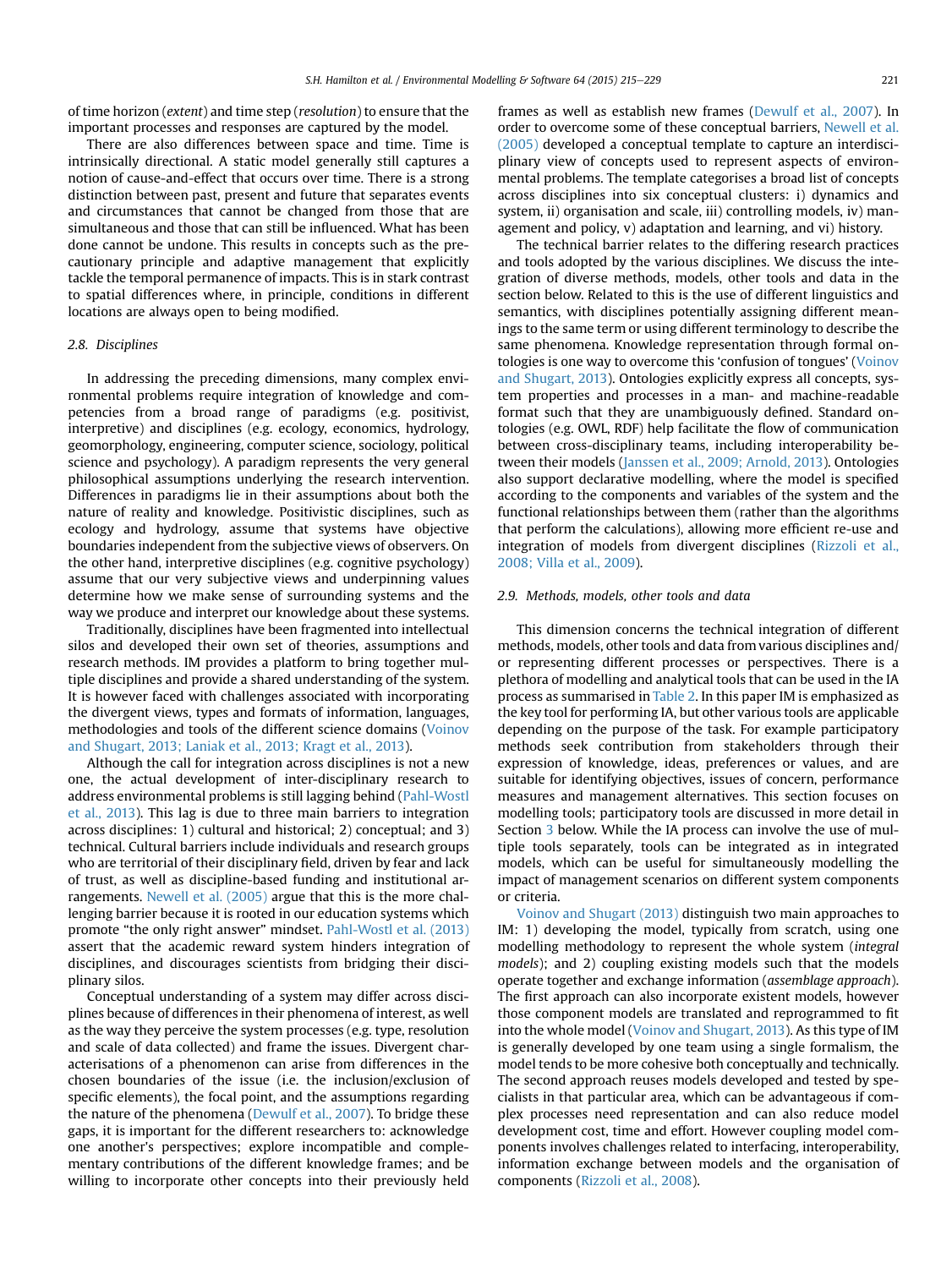of time horizon (*extent*) and time step (*resolution*) to ensure that the important processes and responses are captured by the model.

There are also differences between space and time. Time is intrinsically directional. A static model generally still captures a notion of cause-and-effect that occurs over time. There is a strong distinction between past, present and future that separates events and circumstances that cannot be changed from those that are simultaneous and those that can still be influenced. What has been done cannot be undone. This results in concepts such as the precautionary principle and adaptive management that explicitly tackle the temporal permanence of impacts. This is in stark contrast to spatial differences where, in principle, conditions in different locations are always open to being modified.

### 2.8. Disciplines

In addressing the preceding dimensions, many complex environmental problems require integration of knowledge and competencies from a broad range of paradigms (e.g. positivist, interpretive) and disciplines (e.g. ecology, economics, hydrology, geomorphology, engineering, computer science, sociology, political science and psychology). A paradigm represents the very general philosophical assumptions underlying the research intervention. Differences in paradigms lie in their assumptions about both the nature of reality and knowledge. Positivistic disciplines, such as ecology and hydrology, assume that systems have objective boundaries independent from the subjective views of observers. On the other hand, interpretive disciplines (e.g. cognitive psychology) assume that our very subjective views and underpinning values determine how we make sense of surrounding systems and the way we produce and interpret our knowledge about these systems.

Traditionally, disciplines have been fragmented into intellectual silos and developed their own set of theories, assumptions and research methods. IM provides a platform to bring together multiple disciplines and provide a shared understanding of the system. It is however faced with challenges associated with incorporating the divergent views, types and formats of information, languages, methodologies and tools of the different science domains (Voinov and Shugart, 2013; Laniak et al., 2013; Kragt et al., 2013).

Although the call for integration across disciplines is not a new one, the actual development of inter-disciplinary research to address environmental problems is still lagging behind (Pahl-Wostl et al., 2013). This lag is due to three main barriers to integration across disciplines: 1) cultural and historical; 2) conceptual; and 3) technical. Cultural barriers include individuals and research groups who are territorial of their disciplinary field, driven by fear and lack of trust, as well as discipline-based funding and institutional arrangements. Newell et al. (2005) argue that this is the more challenging barrier because it is rooted in our education systems which promote “the only right answer” mindset. Pahl-Wostl et al. (2013) assert that the academic reward system hinders integration of disciplines, and discourages scientists from bridging their disciplinary silos.

Conceptual understanding of a system may differ across disciplines because of differences in their phenomena of interest, as well as the way they perceive the system processes (e.g. type, resolution and scale of data collected) and frame the issues. Divergent characterisations of a phenomenon can arise from differences in the chosen boundaries of the issue (i.e. the inclusion/exclusion of specific elements), the focal point, and the assumptions regarding the nature of the phenomena (Dewulf et al., 2007). To bridge these gaps, it is important for the different researchers to: acknowledge one another's perspectives; explore incompatible and complementary contributions of the different knowledge frames; and be willing to incorporate other concepts into their previously held frames as well as establish new frames (Dewulf et al., 2007). In order to overcome some of these conceptual barriers, Newell et al. (2005) developed a conceptual template to capture an interdisciplinary view of concepts used to represent aspects of environmental problems. The template categorises a broad list of concepts across disciplines into six conceptual clusters: i) dynamics and system, ii) organisation and scale, iii) controlling models, iv) management and policy, v) adaptation and learning, and vi) history.

The technical barrier relates to the differing research practices and tools adopted by the various disciplines. We discuss the integration of diverse methods, models, other tools and data in the section below. Related to this is the use of different linguistics and semantics, with disciplines potentially assigning different meanings to the same term or using different terminology to describe the same phenomena. Knowledge representation through formal ontologies is one way to overcome this ‘confusion of tongues’ (Voinov and Shugart, 2013). Ontologies explicitly express all concepts, system properties and processes in a man- and machine-readable format such that they are unambiguously defined. Standard ontologies (e.g. OWL, RDF) help facilitate the flow of communication between cross-disciplinary teams, including interoperability between their models (Janssen et al., 2009; Arnold, 2013). Ontologies also support declarative modelling, where the model is specified according to the components and variables of the system and the functional relationships between them (rather than the algorithms that perform the calculations), allowing more efficient re-use and integration of models from divergent disciplines (Rizzoli et al., 2008; Villa et al., 2009).

### 2.9. Methods, models, other tools and data

This dimension concerns the technical integration of different methods, models, other tools and data from various disciplines and/or representing different processes or perspectives. There is a plethora of modelling and analytical tools that can be used in the IA process as summarised in Table 2. In this paper IM is emphasized as the key tool for performing IA, but other various tools are applicable depending on the purpose of the task. For example participatory methods seek contribution from stakeholders through their expression of knowledge, ideas, preferences or values, and are suitable for identifying objectives, issues of concern, performance measures and management alternatives. This section focuses on modelling tools; participatory tools are discussed in more detail in Section 3 below. While the IA process can involve the use of multiple tools separately, tools can be integrated as in integrated models, which can be useful for simultaneously modelling the impact of management scenarios on different system components or criteria.

Voinov and Shugart (2013) distinguish two main approaches to IM: 1) developing the model, typically from scratch, using one modelling methodology to represent the whole system (*integral models*); and 2) coupling existing models such that the models operate together and exchange information (*assemblage approach*). The first approach can also incorporate existent models, however those component models are translated and reprogrammed to fit into the whole model (Voinov and Shugart, 2013). As this type of IM is generally developed by one team using a single formalism, the model tends to be more cohesive both conceptually and technically. The second approach reuses models developed and tested by specialists in that particular area, which can be advantageous if complex processes need representation and can also reduce model development cost, time and effort. However coupling model components involves challenges related to interfacing, interoperability, information exchange between models and the organisation of components (Rizzoli et al., 2008).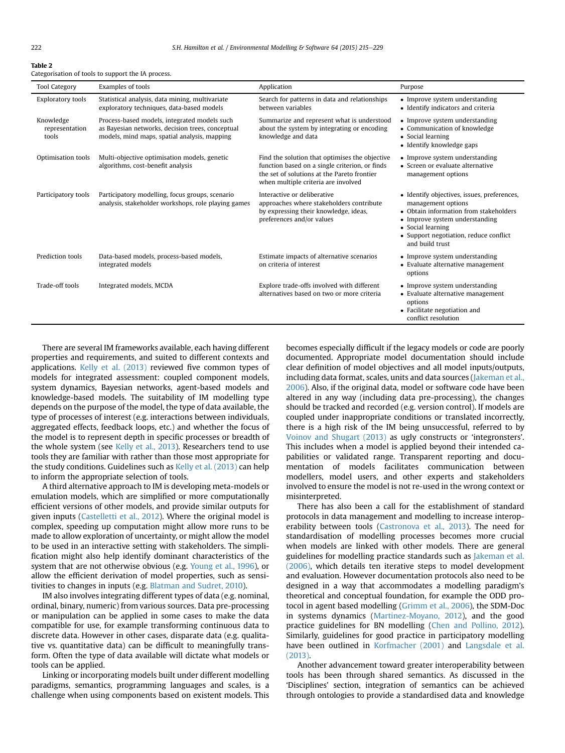**Table 2**
Categorisation of tools to support the IA process.

| Tool Category | Examples of tools | Application | Purpose |
|---|---|---|---|
| Exploratory tools | Statistical analysis, data mining, multivariate exploratory techniques, data-based models | Search for patterns in data and relationships between variables | • Improve system understanding<br>• Identify indicators and criteria |
| Knowledge representation tools | Process-based models, integrated models such as Bayesian networks, decision trees, conceptual models, mind maps, spatial analysis, mapping | Summarize and represent what is understood about the system by integrating or encoding knowledge and data | • Improve system understanding<br>• Communication of knowledge<br>• Social learning<br>• Identify knowledge gaps |
| Optimisation tools | Multi-objective optimisation models, genetic algorithms, cost-benefit analysis | Find the solution that optimises the objective function based on a single criterion, or finds the set of solutions at the Pareto frontier when multiple criteria are involved | • Improve system understanding<br>• Screen or evaluate alternative management options |
| Participatory tools | Participatory modelling, focus groups, scenario analysis, stakeholder workshops, role playing games | Interactive or deliberative approaches where stakeholders contribute by expressing their knowledge, ideas, preferences and/or values | • Identify objectives, issues, preferences, management options<br>• Obtain information from stakeholders<br>• Improve system understanding<br>• Social learning<br>• Support negotiation, reduce conflict and build trust |
| Prediction tools | Data-based models, process-based models, integrated models | Estimate impacts of alternative scenarios on criteria of interest | • Improve system understanding<br>• Evaluate alternative management options |
| Trade-off tools | Integrated models, MCDA | Explore trade-offs involved with different alternatives based on two or more criteria | • Improve system understanding<br>• Evaluate alternative management options<br>• Facilitate negotiation and conflict resolution |

There are several IM frameworks available, each having different properties and requirements, and suited to different contexts and applications. Kelly et al. (2013) reviewed five common types of models for integrated assessment: coupled component models, system dynamics, Bayesian networks, agent-based models and knowledge-based models. The suitability of IM modelling type depends on the purpose of the model, the type of data available, the type of processes of interest (e.g. interactions between individuals, aggregated effects, feedback loops, etc.) and whether the focus of the model is to represent depth in specific processes or breadth of the whole system (see Kelly et al., 2013). Researchers tend to use tools they are familiar with rather than those most appropriate for the study conditions. Guidelines such as Kelly et al. (2013) can help to inform the appropriate selection of tools.

A third alternative approach to IM is developing meta-models or emulation models, which are simplified or more computationally efficient versions of other models, and provide similar outputs for given inputs (Castelletti et al., 2012). Where the original model is complex, speeding up computation might allow more runs to be made to allow exploration of uncertainty, or might allow the model to be used in an interactive setting with stakeholders. The simplification might also help identify dominant characteristics of the system that are not otherwise obvious (e.g. Young et al., 1996), or allow the efficient derivation of model properties, such as sensitivities to changes in inputs (e.g. Blatman and Sudret, 2010).

IM also involves integrating different types of data (e.g. nominal, ordinal, binary, numeric) from various sources. Data pre-processing or manipulation can be applied in some cases to make the data compatible for use, for example transforming continuous data to discrete data. However in other cases, disparate data (e.g. qualitative vs. quantitative data) can be difficult to meaningfully transform. Often the type of data available will dictate what models or tools can be applied.

Linking or incorporating models built under different modelling paradigms, semantics, programming languages and scales, is a challenge when using components based on existent models. This becomes especially difficult if the legacy models or code are poorly documented. Appropriate model documentation should include clear definition of model objectives and all model inputs/outputs, including data format, scales, units and data sources (Jakeman et al., 2006). Also, if the original data, model or software code have been altered in any way (including data pre-processing), the changes should be tracked and recorded (e.g. version control). If models are coupled under inappropriate conditions or translated incorrectly, there is a high risk of the IM being unsuccessful, referred to by Voinov and Shugart (2013) as ugly constructs or 'integronsters'. This includes when a model is applied beyond their intended capabilities or validated range. Transparent reporting and documentation of models facilitates communication between modellers, model users, and other experts and stakeholders involved to ensure the model is not re-used in the wrong context or misinterpreted.

There has also been a call for the establishment of standard protocols in data management and modelling to increase interoperability between tools (Castronova et al., 2013). The need for standardisation of modelling processes becomes more crucial when models are linked with other models. There are general guidelines for modelling practice standards such as Jakeman et al. (2006), which details ten iterative steps to model development and evaluation. However documentation protocols also need to be designed in a way that accommodates a modelling paradigm's theoretical and conceptual foundation, for example the ODD protocol in agent based modelling (Grimm et al., 2006), the SDM-Doc in systems dynamics (Martinez-Moyano, 2012), and the good practice guidelines for BN modelling (Chen and Pollino, 2012). Similarly, guidelines for good practice in participatory modelling have been outlined in Korfmacher (2001) and Langsdale et al. (2013).

Another advancement toward greater interoperability between tools has been through shared semantics. As discussed in the 'Disciplines' section, integration of semantics can be achieved through ontologies to provide a standardised data and knowledge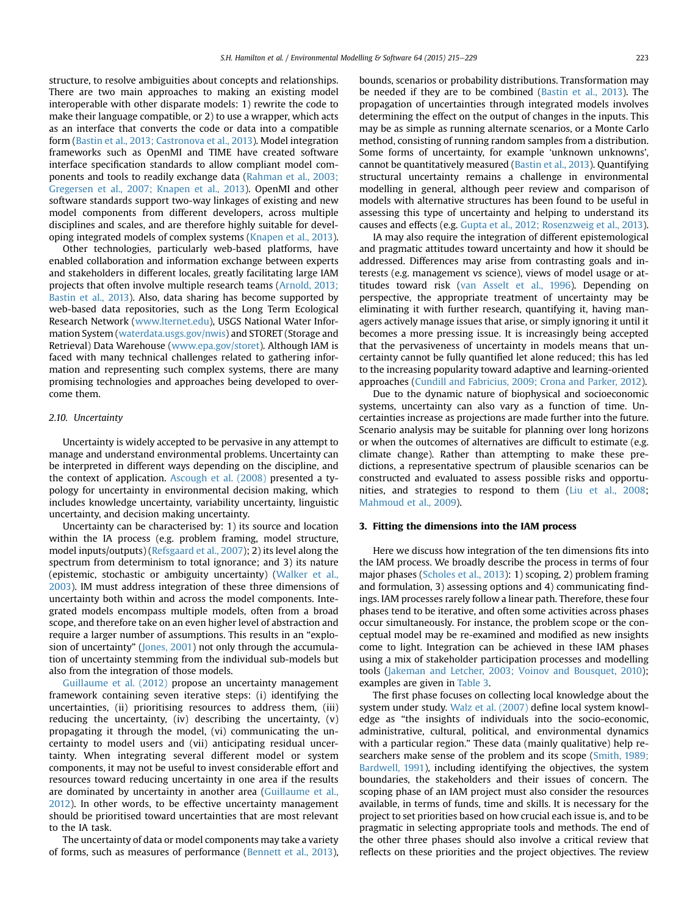structure, to resolve ambiguities about concepts and relationships. There are two main approaches to making an existing model interoperable with other disparate models: 1) rewrite the code to make their language compatible, or 2) to use a wrapper, which acts as an interface that converts the code or data into a compatible form (Bastin et al., 2013; Castronova et al., 2013). Model integration frameworks such as OpenMI and TIME have created software interface specification standards to allow compliant model components and tools to readily exchange data (Rahman et al., 2003; Gregersen et al., 2007; Knapen et al., 2013). OpenMI and other software standards support two-way linkages of existing and new model components from different developers, across multiple disciplines and scales, and are therefore highly suitable for developing integrated models of complex systems (Knapen et al., 2013).

Other technologies, particularly web-based platforms, have enabled collaboration and information exchange between experts and stakeholders in different locales, greatly facilitating large IAM projects that often involve multiple research teams (Arnold, 2013; Bastin et al., 2013). Also, data sharing has become supported by web-based data repositories, such as the Long Term Ecological Research Network (www.lternet.edu), USGS National Water Information System (waterdata.usgs.gov/nwis) and STORET (Storage and Retrieval) Data Warehouse (www.epa.gov/storet). Although IAM is faced with many technical challenges related to gathering information and representing such complex systems, there are many promising technologies and approaches being developed to overcome them.

### 2.10. Uncertainty

Uncertainty is widely accepted to be pervasive in any attempt to manage and understand environmental problems. Uncertainty can be interpreted in different ways depending on the discipline, and the context of application. Ascough et al. (2008) presented a typology for uncertainty in environmental decision making, which includes knowledge uncertainty, variability uncertainty, linguistic uncertainty, and decision making uncertainty.

Uncertainty can be characterised by: 1) its source and location within the IA process (e.g. problem framing, model structure, model inputs/outputs) (Refsgaard et al., 2007); 2) its level along the spectrum from determinism to total ignorance; and 3) its nature (epistemic, stochastic or ambiguity uncertainty) (Walker et al., 2003). IM must address integration of these three dimensions of uncertainty both within and across the model components. Integrated models encompass multiple models, often from a broad scope, and therefore take on an even higher level of abstraction and require a larger number of assumptions. This results in an "explosion of uncertainty" (Jones, 2001) not only through the accumulation of uncertainty stemming from the individual sub-models but also from the integration of those models.

Guillaume et al. (2012) propose an uncertainty management framework containing seven iterative steps: (i) identifying the uncertainties, (ii) prioritising resources to address them, (iii) reducing the uncertainty, (iv) describing the uncertainty, (v) propagating it through the model, (vi) communicating the uncertainty to model users and (vii) anticipating residual uncertainty. When integrating several different model or system components, it may not be useful to invest considerable effort and resources toward reducing uncertainty in one area if the results are dominated by uncertainty in another area (Guillaume et al., 2012). In other words, to be effective uncertainty management should be prioritised toward uncertainties that are most relevant to the IA task.

The uncertainty of data or model components may take a variety of forms, such as measures of performance (Bennett et al., 2013), bounds, scenarios or probability distributions. Transformation may be needed if they are to be combined (Bastin et al., 2013). The propagation of uncertainties through integrated models involves determining the effect on the output of changes in the inputs. This may be as simple as running alternate scenarios, or a Monte Carlo method, consisting of running random samples from a distribution. Some forms of uncertainty, for example 'unknown unknowns', cannot be quantitatively measured (Bastin et al., 2013). Quantifying structural uncertainty remains a challenge in environmental modelling in general, although peer review and comparison of models with alternative structures has been found to be useful in assessing this type of uncertainty and helping to understand its causes and effects (e.g. Gupta et al., 2012; Rosenzweig et al., 2013).

IA may also require the integration of different epistemological and pragmatic attitudes toward uncertainty and how it should be addressed. Differences may arise from contrasting goals and interests (e.g. management vs science), views of model usage or attitudes toward risk (van Asselt et al., 1996). Depending on perspective, the appropriate treatment of uncertainty may be eliminating it with further research, quantifying it, having managers actively manage issues that arise, or simply ignoring it until it becomes a more pressing issue. It is increasingly being accepted that the pervasiveness of uncertainty in models means that uncertainty cannot be fully quantified let alone reduced; this has led to the increasing popularity toward adaptive and learning-oriented approaches (Cundill and Fabricius, 2009; Crona and Parker, 2012).

Due to the dynamic nature of biophysical and socioeconomic systems, uncertainty can also vary as a function of time. Uncertainties increase as projections are made further into the future. Scenario analysis may be suitable for planning over long horizons or when the outcomes of alternatives are difficult to estimate (e.g. climate change). Rather than attempting to make these predictions, a representative spectrum of plausible scenarios can be constructed and evaluated to assess possible risks and opportunities, and strategies to respond to them (Liu et al., 2008; Mahmoud et al., 2009).

## 3. Fitting the dimensions into the IAM process

Here we discuss how integration of the ten dimensions fits into the IAM process. We broadly describe the process in terms of four major phases (Scholes et al., 2013): 1) scoping, 2) problem framing and formulation, 3) assessing options and 4) communicating findings. IAM processes rarely follow a linear path. Therefore, these four phases tend to be iterative, and often some activities across phases occur simultaneously. For instance, the problem scope or the conceptual model may be re-examined and modified as new insights come to light. Integration can be achieved in these IAM phases using a mix of stakeholder participation processes and modelling tools (Jakeman and Letcher, 2003; Voinov and Bousquet, 2010); examples are given in Table 3.

The first phase focuses on collecting local knowledge about the system under study. Walz et al. (2007) define local system knowledge as "the insights of individuals into the socio-economic, administrative, cultural, political, and environmental dynamics with a particular region." These data (mainly qualitative) help researchers make sense of the problem and its scope (Smith, 1989; Bardwell, 1991), including identifying the objectives, the system boundaries, the stakeholders and their issues of concern. The scoping phase of an IAM project must also consider the resources available, in terms of funds, time and skills. It is necessary for the project to set priorities based on how crucial each issue is, and to be pragmatic in selecting appropriate tools and methods. The end of the other three phases should also involve a critical review that reflects on these priorities and the project objectives. The review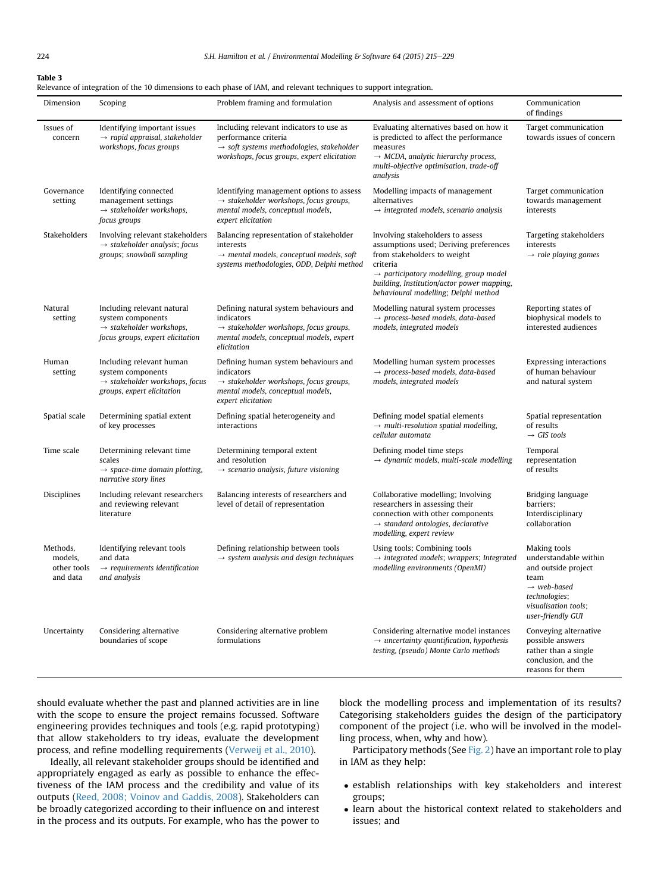**Table 3**
Relevance of integration of the 10 dimensions to each phase of IAM, and relevant techniques to support integration.

| Dimension | Scoping | Problem framing and formulation | Analysis and assessment of options | Communication of findings |
|---|---|---|---|---|
| Issues of concern | Identifying important issues → *rapid appraisal, stakeholder workshops, focus groups* | Including relevant indicators to use as performance criteria → *soft systems methodologies, stakeholder workshops, focus groups, expert elicitation* | Evaluating alternatives based on how it is predicted to affect the performance measures → *MCDA, analytic hierarchy process, multi-objective optimisation, trade-off analysis* | Target communication towards issues of concern |
| Governance setting | Identifying connected management settings → *stakeholder workshops, focus groups* | Identifying management options to assess → *stakeholder workshops, focus groups, mental models, conceptual models, expert elicitation* | Modelling impacts of management alternatives → *integrated models, scenario analysis* | Target communication towards management interests |
| Stakeholders | Involving relevant stakeholders → *stakeholder analysis; focus groups; snowball sampling* | Balancing representation of stakeholder interests → *mental models, conceptual models, soft systems methodologies, ODD, Delphi method* | Involving stakeholders to assess assumptions used; Deriving preferences from stakeholders to weight criteria → *participatory modelling, group model building, Institution/actor power mapping, behavioural modelling; Delphi method* | Targeting stakeholders interests → *role playing games* |
| Natural setting | Including relevant natural system components → *stakeholder workshops, focus groups, expert elicitation* | Defining natural system behaviours and indicators → *stakeholder workshops, focus groups, mental models, conceptual models, expert elicitation* | Modelling natural system processes → *process-based models, data-based models, integrated models* | Reporting states of biophysical models to interested audiences |
| Human setting | Including relevant human system components → *stakeholder workshops, focus groups, expert elicitation* | Defining human system behaviours and indicators → *stakeholder workshops, focus groups, mental models, conceptual models, expert elicitation* | Modelling human system processes → *process-based models, data-based models, integrated models* | Expressing interactions of human behaviour and natural system |
| Spatial scale | Determining spatial extent of key processes | Defining spatial heterogeneity and interactions | Defining model spatial elements → *multi-resolution spatial modelling, cellular automata* | Spatial representation of results → *GIS tools* |
| Time scale | Determining relevant time scales → *space-time domain plotting, narrative story lines* | Determining temporal extent and resolution → *scenario analysis, future visioning* | Defining model time steps → *dynamic models, multi-scale modelling* | Temporal representation of results |
| Disciplines | Including relevant researchers and reviewing relevant literature | Balancing interests of researchers and level of detail of representation | Collaborative modelling; Involving researchers in assessing their connection with other components → *standard ontologies, declarative modelling, expert review* | Bridging language barriers; Interdisciplinary collaboration |
| Methods, models, other tools and data | Identifying relevant tools and data → *requirements identification and analysis* | Defining relationship between tools → *system analysis and design techniques* | Using tools; Combining tools → *integrated models; wrappers; Integrated modelling environments (OpenMI)* | Making tools understandable within and outside project team → *web-based technologies; visualisation tools; user-friendly GUI* |
| Uncertainty | Considering alternative boundaries of scope | Considering alternative problem formulations | Considering alternative model instances → *uncertainty quantification, hypothesis testing, (pseudo) Monte Carlo methods* | Conveying alternative possible answers rather than a single conclusion, and the reasons for them |

should evaluate whether the past and planned activities are in line with the scope to ensure the project remains focussed. Software engineering provides techniques and tools (e.g. rapid prototyping) that allow stakeholders to try ideas, evaluate the development process, and refine modelling requirements (Verweij et al., 2010).

Ideally, all relevant stakeholder groups should be identified and appropriately engaged as early as possible to enhance the effectiveness of the IAM process and the credibility and value of its outputs (Reed, 2008; Voinov and Gaddis, 2008). Stakeholders can be broadly categorized according to their influence on and interest in the process and its outputs. For example, who has the power to block the modelling process and implementation of its results? Categorising stakeholders guides the design of the participatory component of the project (i.e. who will be involved in the modelling process, when, why and how).

Participatory methods (See Fig. 2) have an important role to play in IAM as they help:

- establish relationships with key stakeholders and interest groups;
- learn about the historical context related to stakeholders and issues; and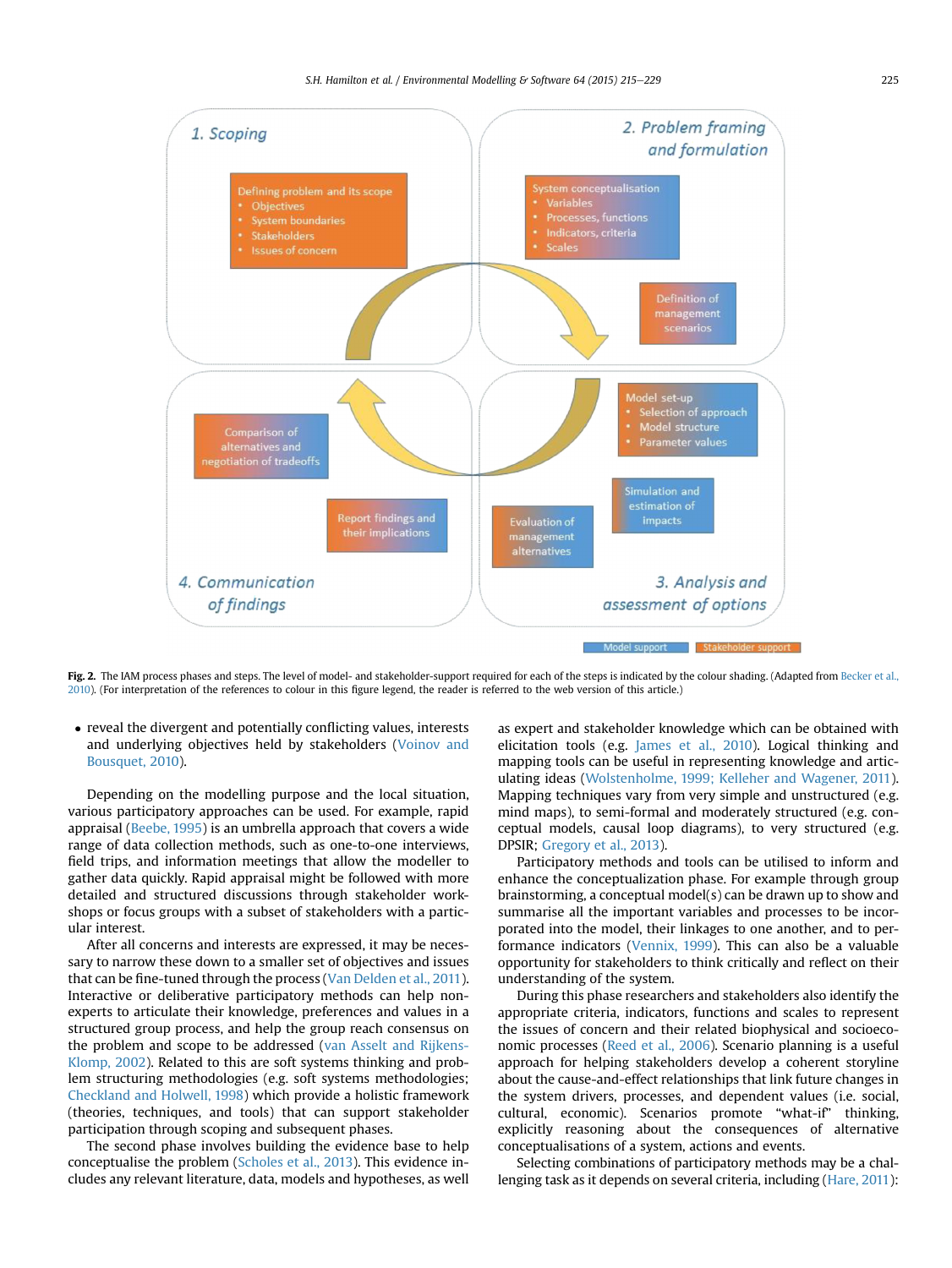1. Scoping

Defining problem and its scope
- Objectives
- System boundaries
- Stakeholders
- Issues of concern

2. Problem framing and formulation

System conceptualisation
- Variables
- Processes, functions
- Indicators, criteria
- Scales

Definition of management scenarios

3. Analysis and assessment of options

Model set-up
- Selection of approach
- Model structure
- Parameter values

Simulation and estimation of impacts

Evaluation of management alternatives

4. Communication of findings

Comparison of alternatives and negotiation of tradeoffs

Report findings and their implications

Model support | Stakeholder support

**Fig. 2.** The IAM process phases and steps. The level of model- and stakeholder-support required for each of the steps is indicated by the colour shading. (Adapted from Becker et al., 2010). (For interpretation of the references to colour in this figure legend, the reader is referred to the web version of this article.)

- reveal the divergent and potentially conflicting values, interests and underlying objectives held by stakeholders (Voinov and Bousquet, 2010).

Depending on the modelling purpose and the local situation, various participatory approaches can be used. For example, rapid appraisal (Beebe, 1995) is an umbrella approach that covers a wide range of data collection methods, such as one-to-one interviews, field trips, and information meetings that allow the modeller to gather data quickly. Rapid appraisal might be followed with more detailed and structured discussions through stakeholder workshops or focus groups with a subset of stakeholders with a particular interest.

After all concerns and interests are expressed, it may be necessary to narrow these down to a smaller set of objectives and issues that can be fine-tuned through the process (Van Delden et al., 2011). Interactive or deliberative participatory methods can help non-experts to articulate their knowledge, preferences and values in a structured group process, and help the group reach consensus on the problem and scope to be addressed (van Asselt and Rijkens-Klomp, 2002). Related to this are soft systems thinking and problem structuring methodologies (e.g. soft systems methodologies; Checkland and Holwell, 1998) which provide a holistic framework (theories, techniques, and tools) that can support stakeholder participation through scoping and subsequent phases.

The second phase involves building the evidence base to help conceptualise the problem (Scholes et al., 2013). This evidence includes any relevant literature, data, models and hypotheses, as well as expert and stakeholder knowledge which can be obtained with elicitation tools (e.g. James et al., 2010). Logical thinking and mapping tools can be useful in representing knowledge and articulating ideas (Wolstenholme, 1999; Kelleher and Wagener, 2011). Mapping techniques vary from very simple and unstructured (e.g. mind maps), to semi-formal and moderately structured (e.g. conceptual models, causal loop diagrams), to very structured (e.g. DPSIR; Gregory et al., 2013).

Participatory methods and tools can be utilised to inform and enhance the conceptualization phase. For example through group brainstorming, a conceptual model(s) can be drawn up to show and summarise all the important variables and processes to be incorporated into the model, their linkages to one another, and to performance indicators (Vennix, 1999). This can also be a valuable opportunity for stakeholders to think critically and reflect on their understanding of the system.

During this phase researchers and stakeholders also identify the appropriate criteria, indicators, functions and scales to represent the issues of concern and their related biophysical and socioeconomic processes (Reed et al., 2006). Scenario planning is a useful approach for helping stakeholders develop a coherent storyline about the cause-and-effect relationships that link future changes in the system drivers, processes, and dependent values (i.e. social, cultural, economic). Scenarios promote "what-if" thinking, explicitly reasoning about the consequences of alternative conceptualisations of a system, actions and events.

Selecting combinations of participatory methods may be a challenging task as it depends on several criteria, including (Hare, 2011):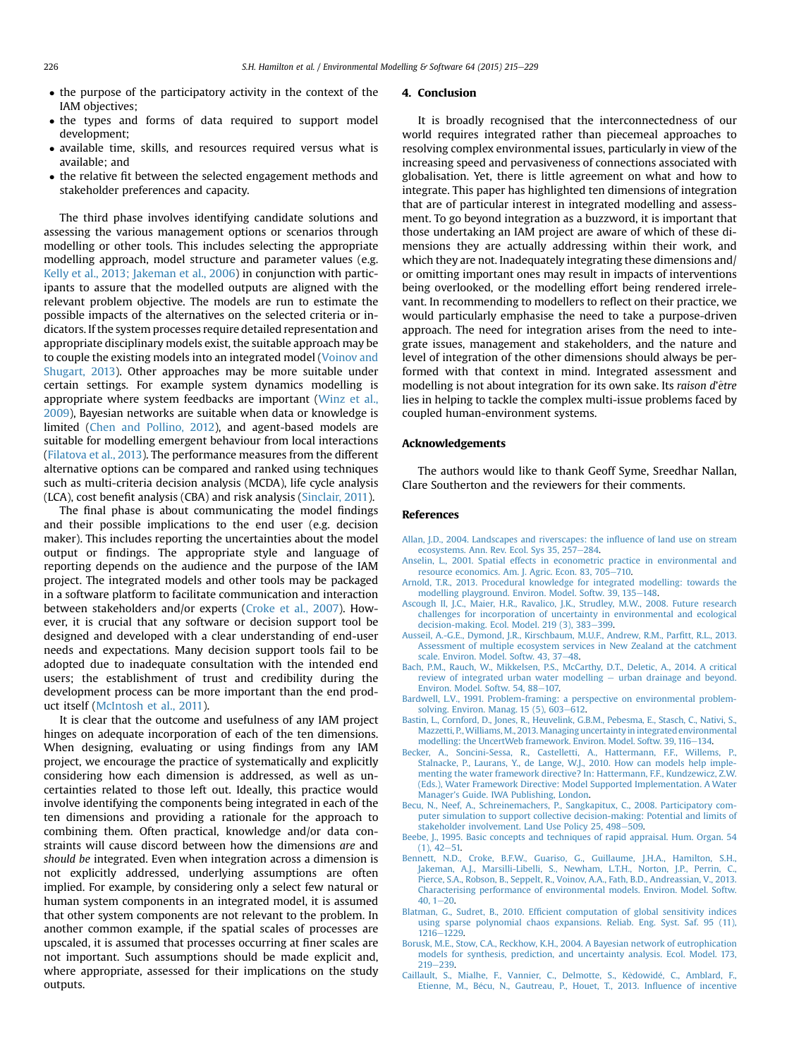- the purpose of the participatory activity in the context of the IAM objectives;
- the types and forms of data required to support model development;
- available time, skills, and resources required versus what is available; and
- the relative fit between the selected engagement methods and stakeholder preferences and capacity.

The third phase involves identifying candidate solutions and assessing the various management options or scenarios through modelling or other tools. This includes selecting the appropriate modelling approach, model structure and parameter values (e.g. Kelly et al., 2013; Jakeman et al., 2006) in conjunction with participants to assure that the modelled outputs are aligned with the relevant problem objective. The models are run to estimate the possible impacts of the alternatives on the selected criteria or indicators. If the system processes require detailed representation and appropriate disciplinary models exist, the suitable approach may be to couple the existing models into an integrated model (Voinov and Shugart, 2013). Other approaches may be more suitable under certain settings. For example system dynamics modelling is appropriate where system feedbacks are important (Winz et al., 2009), Bayesian networks are suitable when data or knowledge is limited (Chen and Pollino, 2012), and agent-based models are suitable for modelling emergent behaviour from local interactions (Filatova et al., 2013). The performance measures from the different alternative options can be compared and ranked using techniques such as multi-criteria decision analysis (MCDA), life cycle analysis (LCA), cost benefit analysis (CBA) and risk analysis (Sinclair, 2011).

The final phase is about communicating the model findings and their possible implications to the end user (e.g. decision maker). This includes reporting the uncertainties about the model output or findings. The appropriate style and language of reporting depends on the audience and the purpose of the IAM project. The integrated models and other tools may be packaged in a software platform to facilitate communication and interaction between stakeholders and/or experts (Croke et al., 2007). However, it is crucial that any software or decision support tool be designed and developed with a clear understanding of end-user needs and expectations. Many decision support tools fail to be adopted due to inadequate consultation with the intended end users; the establishment of trust and credibility during the development process can be more important than the end product itself (McIntosh et al., 2011).

It is clear that the outcome and usefulness of any IAM project hinges on adequate incorporation of each of the ten dimensions. When designing, evaluating or using findings from any IAM project, we encourage the practice of systematically and explicitly considering how each dimension is addressed, as well as uncertainties related to those left out. Ideally, this practice would involve identifying the components being integrated in each of the ten dimensions and providing a rationale for the approach to combining them. Often practical, knowledge and/or data constraints will cause discord between how the dimensions *are* and *should be* integrated. Even when integration across a dimension is not explicitly addressed, underlying assumptions are often implied. For example, by considering only a select few natural or human system components in an integrated model, it is assumed that other system components are not relevant to the problem. In another common example, if the spatial scales of processes are upscaled, it is assumed that processes occurring at finer scales are not important. Such assumptions should be made explicit and, where appropriate, assessed for their implications on the study outputs.

## 4. Conclusion

It is broadly recognised that the interconnectedness of our world requires integrated rather than piecemeal approaches to resolving complex environmental issues, particularly in view of the increasing speed and pervasiveness of connections associated with globalisation. Yet, there is little agreement on what and how to integrate. This paper has highlighted ten dimensions of integration that are of particular interest in integrated modelling and assessment. To go beyond integration as a buzzword, it is important that those undertaking an IAM project are aware of which of these dimensions they are actually addressing within their work, and which they are not. Inadequately integrating these dimensions and/or omitting important ones may result in impacts of interventions being overlooked, or the modelling effort being rendered irrelevant. In recommending to modellers to reflect on their practice, we would particularly emphasise the need to take a purpose-driven approach. The need for integration arises from the need to integrate issues, management and stakeholders, and the nature and level of integration of the other dimensions should always be performed with that context in mind. Integrated assessment and modelling is not about integration for its own sake. Its *raison d'être* lies in helping to tackle the complex multi-issue problems faced by coupled human-environment systems.

## Acknowledgements

The authors would like to thank Geoff Syme, Sreedhar Nallan, Clare Southerton and the reviewers for their comments.

## References

Allan, J.D., 2004. Landscapes and riverscapes: the influence of land use on stream ecosystems. Ann. Rev. Ecol. Sys 35, 257–284.

Anselin, L., 2001. Spatial effects in econometric practice in environmental and resource economics. Am. J. Agric. Econ. 83, 705–710.

Arnold, T.R., 2013. Procedural knowledge for integrated modelling: towards the modelling playground. Environ. Model. Softw. 39, 135–148.

Ascough II, J.C., Maier, H.R., Ravalico, J.K., Strudley, M.W., 2008. Future research challenges for incorporation of uncertainty in environmental and ecological decision-making. Ecol. Model. 219 (3), 383–399.

Ausseil, A.-G.E., Dymond, J.R., Kirschbaum, M.U.F., Andrew, R.M., Parfitt, R.L., 2013. Assessment of multiple ecosystem services in New Zealand at the catchment scale. Environ. Model. Softw. 43, 37–48.

Bach, P.M., Rauch, W., Mikkelsen, P.S., McCarthy, D.T., Deletic, A., 2014. A critical review of integrated urban water modelling – urban drainage and beyond. Environ. Model. Softw. 54, 88–107.

Bardwell, L.V., 1991. Problem-framing: a perspective on environmental problem-solving. Environ. Manag. 15 (5), 603–612.

Bastin, L., Cornford, D., Jones, R., Heuvelink, G.B.M., Pebesma, E., Stasch, C., Nativi, S., Mazzetti, P., Williams, M., 2013. Managing uncertainty in integrated environmental modelling: the UncertWeb framework. Environ. Model. Softw. 39, 116–134.

Becker, A., Soncini-Sessa, R., Castelletti, A., Hattermann, F.F., Willems, P., Stalnacke, P., Laurans, Y., de Lange, W.J., 2010. How can models help implementing the water framework directive? In: Hattermann, F.F., Kundzewicz, Z.W. (Eds.), Water Framework Directive: Model Supported Implementation. A Water Manager's Guide. IWA Publishing, London.

Becu, N., Neef, A., Schreinemachers, P., Sangkapitux, C., 2008. Participatory computer simulation to support collective decision-making: Potential and limits of stakeholder involvement. Land Use Policy 25, 498–509.

Beebe, J., 1995. Basic concepts and techniques of rapid appraisal. Hum. Organ. 54 (1), 42–51.

Bennett, N.D., Croke, B.F.W., Guariso, G., Guillaume, J.H.A., Hamilton, S.H., Jakeman, A.J., Marsilli-Libelli, S., Newham, L.T.H., Norton, J.P., Perrin, C., Pierce, S.A., Robson, B., Seppelt, R., Voinov, A.A., Fath, B.D., Andreassian, V., 2013. Characterising performance of environmental models. Environ. Model. Softw. 40, 1–20.

Blatman, G., Sudret, B., 2010. Efficient computation of global sensitivity indices using sparse polynomial chaos expansions. Reliab. Eng. Syst. Saf. 95 (11), 1216–1229.

Borusk, M.E., Stow, C.A., Reckhow, K.H., 2004. A Bayesian network of eutrophication models for synthesis, prediction, and uncertainty analysis. Ecol. Model. 173, 219–239.

Caillault, S., Mialhe, F., Vannier, C., Delmotte, S., Kêdowidé, C., Amblard, F., Etienne, M., Bécu, N., Gautreau, P., Houet, T., 2013. Influence of incentive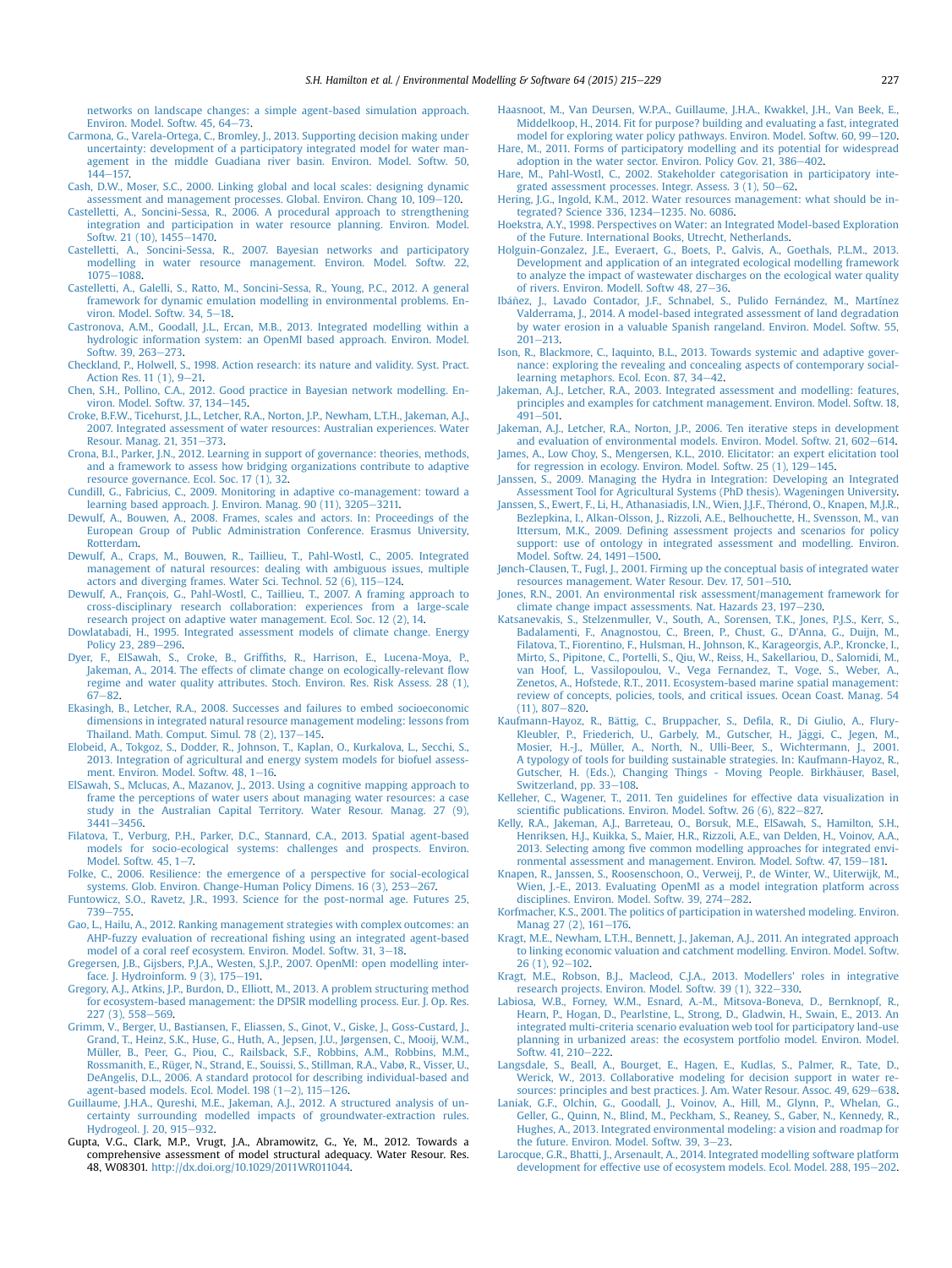networks on landscape changes: a simple agent-based simulation approach. Environ. Model. Softw. 45, 64–73.

Carmona, G., Varela-Ortega, C., Bromley, J., 2013. Supporting decision making under uncertainty: development of a participatory integrated model for water management in the middle Guadiana river basin. Environ. Model. Softw. 50, 144–157.

Cash, D.W., Moser, S.C., 2000. Linking global and local scales: designing dynamic assessment and management processes. Global. Environ. Chang 10, 109–120.

Castelletti, A., Soncini-Sessa, R., 2006. A procedural approach to strengthening integration and participation in water resource planning. Environ. Model. Softw. 21 (10), 1455–1470.

Castelletti, A., Soncini-Sessa, R., 2007. Bayesian networks and participatory modelling in water resource management. Environ. Model. Softw. 22, 1075–1088.

Castelletti, A., Galelli, S., Ratto, M., Soncini-Sessa, R., Young, P.C., 2012. A general framework for dynamic emulation modelling in environmental problems. Environ. Model. Softw. 34, 5–18.

Castronova, A.M., Goodall, J.L., Ercan, M.B., 2013. Integrated modelling within a hydrologic information system: an OpenMI based approach. Environ. Model. Softw. 39, 263–273.

Checkland, P., Holwell, S., 1998. Action research: its nature and validity. Syst. Pract. Action Res. 11 (1), 9–21.

Chen, S.H., Pollino, C.A., 2012. Good practice in Bayesian network modelling. Environ. Model. Softw. 37, 134–145.

Croke, B.F.W., Ticehurst, J.L., Letcher, R.A., Norton, J.P., Newham, L.T.H., Jakeman, A.J., 2007. Integrated assessment of water resources: Australian experiences. Water Resour. Manag. 21, 351–373.

Crona, B.I., Parker, J.N., 2012. Learning in support of governance: theories, methods, and a framework to assess how bridging organizations contribute to adaptive resource governance. Ecol. Soc. 17 (1), 32.

Cundill, G., Fabricius, C., 2009. Monitoring in adaptive co-management: toward a learning based approach. J. Environ. Manag. 90 (11), 3205–3211.

Dewulf, A., Bouwen, A., 2008. Frames, scales and actors. In: Proceedings of the European Group of Public Administration Conference. Erasmus University, Rotterdam.

Dewulf, A., Craps, M., Bouwen, R., Taillieu, T., Pahl-Wostl, C., 2005. Integrated management of natural resources: dealing with ambiguous issues, multiple actors and diverging frames. Water Sci. Technol. 52 (6), 115–124.

Dewulf, A., François, G., Pahl-Wostl, C., Taillieu, T., 2007. A framing approach to cross-disciplinary research collaboration: experiences from a large-scale research project on adaptive water management. Ecol. Soc. 12 (2), 14.

Dowlatabadi, H., 1995. Integrated assessment models of climate change. Energy Policy 23, 289–296.

Dyer, F., ElSawah, S., Croke, B., Griffiths, R., Harrison, E., Lucena-Moya, P., Jakeman, A., 2014. The effects of climate change on ecologically-relevant flow regime and water quality attributes. Stoch. Environ. Res. Risk Assess. 28 (1), 67–82.

Ekasingh, B., Letcher, R.A., 2008. Successes and failures to embed socioeconomic dimensions in integrated natural resource management modeling: lessons from Thailand. Math. Comput. Simul. 78 (2), 137–145.

Elobeid, A., Tokgoz, S., Dodder, R., Johnson, T., Kaplan, O., Kurkalova, L., Secchi, S., 2013. Integration of agricultural and energy system models for biofuel assessment. Environ. Model. Softw. 48, 1–16.

ElSawah, S., Mclucas, A., Mazanov, J., 2013. Using a cognitive mapping approach to frame the perceptions of water users about managing water resources: a case study in the Australian Capital Territory. Water Resour. Manag. 27 (9), 3441–3456.

Filatova, T., Verburg, P.H., Parker, D.C., Stannard, C.A., 2013. Spatial agent-based models for socio-ecological systems: challenges and prospects. Environ. Model. Softw. 45, 1–7.

Folke, C., 2006. Resilience: the emergence of a perspective for social-ecological systems. Glob. Environ. Change-Human Policy Dimens. 16 (3), 253–267.

Funtowicz, S.O., Ravetz, J.R., 1993. Science for the post-normal age. Futures 25, 739–755.

Gao, L., Hailu, A., 2012. Ranking management strategies with complex outcomes: an AHP-fuzzy evaluation of recreational fishing using an integrated agent-based model of a coral reef ecosystem. Environ. Model. Softw. 31, 3–18.

Gregersen, J.B., Gijsbers, P.J.A., Westen, S.J.P., 2007. OpenMI: open modelling interface. J. Hydroinform. 9 (3), 175–191.

Gregory, A.J., Atkins, J.P., Burdon, D., Elliott, M., 2013. A problem structuring method for ecosystem-based management: the DPSIR modelling process. Eur. J. Op. Res. 227 (3), 558–569.

Grimm, V., Berger, U., Bastiansen, F., Eliassen, S., Ginot, V., Giske, J., Goss-Custard, J., Grand, T., Heinz, S.K., Huse, G., Huth, A., Jepsen, J.U., Jørgensen, C., Mooij, W.M., Müller, B., Peer, G., Piou, C., Railsback, S.F., Robbins, A.M., Robbins, M.M., Rossmanith, E., Rüger, N., Strand, E., Souissi, S., Stillman, R.A., Vabø, R., Visser, U., DeAngelis, D.L., 2006. A standard protocol for describing individual-based and agent-based models. Ecol. Model. 198 (1–2), 115–126.

Guillaume, J.H.A., Qureshi, M.E., Jakeman, A.J., 2012. A structured analysis of uncertainty surrounding modelled impacts of groundwater-extraction rules. Hydrogeol. J. 20, 915–932.

Gupta, V.G., Clark, M.P., Vrugt, J.A., Abramowitz, G., Ye, M., 2012. Towards a comprehensive assessment of model structural adequacy. Water Resour. Res. 48, W08301. http://dx.doi.org/10.1029/2011WR011044.

Haasnoot, M., Van Deursen, W.P.A., Guillaume, J.H.A., Kwakkel, J.H., Van Beek, E., Middelkoop, H., 2014. Fit for purpose? building and evaluating a fast, integrated model for exploring water policy pathways. Environ. Model. Softw. 60, 99–120.

Hare, M., 2011. Forms of participatory modelling and its potential for widespread adoption in the water sector. Environ. Policy Gov. 21, 386–402.

Hare, M., Pahl-Wostl, C., 2002. Stakeholder categorisation in participatory integrated assessment processes. Integr. Assess. 3 (1), 50–62.

Hering, J.G., Ingold, K.M., 2012. Water resources management: what should be integrated? Science 336, 1234–1235. No. 6086.

Hoekstra, A.Y., 1998. Perspectives on Water: an Integrated Model-based Exploration of the Future. International Books, Utrecht, Netherlands.

Holguin-Gonzalez, J.E., Everaert, G., Boets, P., Galvis, A., Goethals, P.L.M., 2013. Development and application of an integrated ecological modelling framework to analyze the impact of wastewater discharges on the ecological water quality of rivers. Environ. Modell. Softw 48, 27–36.

Ibáñez, J., Lavado Contador, J.F., Schnabel, S., Pulido Fernández, M., Martínez Valderrama, J., 2014. A model-based integrated assessment of land degradation by water erosion in a valuable Spanish rangeland. Environ. Model. Softw. 55, 201–213.

Ison, R., Blackmore, C., Iaquinto, B.L., 2013. Towards systemic and adaptive governance: exploring the revealing and concealing aspects of contemporary social-learning metaphors. Ecol. Econ. 87, 34–42.

Jakeman, A.J., Letcher, R.A., 2003. Integrated assessment and modelling: features, principles and examples for catchment management. Environ. Model. Softw. 18, 491–501.

Jakeman, A.J., Letcher, R.A., Norton, J.P., 2006. Ten iterative steps in development and evaluation of environmental models. Environ. Model. Softw. 21, 602–614.

James, A., Low Choy, S., Mengersen, K.L., 2010. Elicitator: an expert elicitation tool for regression in ecology. Environ. Model. Softw. 25 (1), 129–145.

Janssen, S., 2009. Managing the Hydra in Integration: Developing an Integrated Assessment Tool for Agricultural Systems (PhD thesis). Wageningen University.

Janssen, S., Ewert, F., Li, H., Athanasiadis, I.N., Wien, J.J.F., Thérond, O., Knapen, M.J.R., Bezlepkina, I., Alkan-Olsson, J., Rizzoli, A.E., Belhouchette, H., Svensson, M., van Ittersum, M.K., 2009. Defining assessment projects and scenarios for policy support: use of ontology in integrated assessment and modelling. Environ. Model. Softw. 24, 1491–1500.

Jønch-Clausen, T., Fugl, J., 2001. Firming up the conceptual basis of integrated water resources management. Water Resour. Dev. 17, 501–510.

Jones, R.N., 2001. An environmental risk assessment/management framework for climate change impact assessments. Nat. Hazards 23, 197–230.

Katsanevakis, S., Stelzenmuller, V., South, A., Sorensen, T.K., Jones, P.J.S., Kerr, S., Badalamenti, F., Anagnostou, C., Breen, P., Chust, G., D'Anna, G., Duijn, M., Filatova, T., Fiorentino, F., Hulsman, H., Johnson, K., Karageorgis, A.P., Kroncke, I., Mirto, S., Pipitone, C., Portelli, S., Qiu, W., Reiss, H., Sakellariou, D., Salomidi, M., van Hoof, L., Vassilopoulou, V., Vega Fernandez, T., Voge, S., Weber, A., Zenetos, A., Hofstede, R.T., 2011. Ecosystem-based marine spatial management: review of concepts, policies, tools, and critical issues. Ocean Coast. Manag. 54 (11), 807–820.

Kaufmann-Hayoz, R., Bättig, C., Bruppacher, S., Defila, R., Di Giulio, A., Flury-Kleubler, P., Friederich, U., Garbely, M., Gutscher, H., Jäggi, C., Jegen, M., Mosier, H.-J., Müller, A., North, N., Ulli-Beer, S., Wichtermann, J., 2001. A typology of tools for building sustainable strategies. In: Kaufmann-Hayoz, R., Gutscher, H. (Eds.), Changing Things - Moving People. Birkhäuser, Basel, Switzerland, pp. 33–108.

Kelleher, C., Wagener, T., 2011. Ten guidelines for effective data visualization in scientific publications. Environ. Model. Softw. 26 (6), 822–827.

Kelly, R.A., Jakeman, A.J., Barreteau, O., Borsuk, M.E., ElSawah, S., Hamilton, S.H., Henriksen, H.J., Kuikka, S., Maier, H.R., Rizzoli, A.E., van Delden, H., Voinov, A.A., 2013. Selecting among five common modelling approaches for integrated environmental assessment and management. Environ. Model. Softw. 47, 159–181.

Knapen, R., Janssen, S., Roosenschoon, O., Verweij, P., de Winter, W., Uiterwijk, M., Wien, J.-E., 2013. Evaluating OpenMI as a model integration platform across disciplines. Environ. Model. Softw. 39, 274–282.

Korfmacher, K.S., 2001. The politics of participation in watershed modeling. Environ. Manag 27 (2), 161–176.

Kragt, M.E., Newham, L.T.H., Bennett, J., Jakeman, A.J., 2011. An integrated approach to linking economic valuation and catchment modelling. Environ. Model. Softw. 26 (1), 92–102.

Kragt, M.E., Robson, B.J., Macleod, C.J.A., 2013. Modellers' roles in integrative research projects. Environ. Model. Softw. 39 (1), 322–330.

Labiosa, W.B., Forney, W.M., Esnard, A.-M., Mitsova-Boneva, D., Bernknopf, R., Hearn, P., Hogan, D., Pearlstine, L., Strong, D., Gladwin, H., Swain, E., 2013. An integrated multi-criteria scenario evaluation web tool for participatory land-use planning in urbanized areas: the ecosystem portfolio model. Environ. Model. Softw. 41, 210–222.

Langsdale, S., Beall, A., Bourget, E., Hagen, E., Kudlas, S., Palmer, R., Tate, D., Werick, W., 2013. Collaborative modeling for decision support in water resources: principles and best practices. J. Am. Water Resour. Assoc. 49, 629–638.

Laniak, G.F., Olchin, G., Goodall, J., Voinov, A., Hill, M., Glynn, P., Whelan, G., Geller, G., Quinn, N., Blind, M., Peckham, S., Reaney, S., Gaber, N., Kennedy, R., Hughes, A., 2013. Integrated environmental modeling: a vision and roadmap for the future. Environ. Model. Softw. 39, 3–23.

Larocque, G.R., Bhatti, J., Arsenault, A., 2014. Integrated modelling software platform development for effective use of ecosystem models. Ecol. Model. 288, 195–202.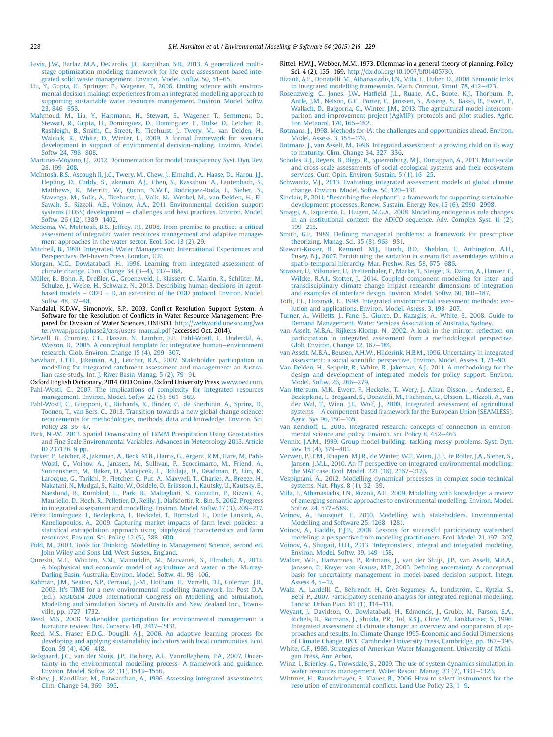Levis, J.W., Barlaz, M.A., DeCarolis, J.F., Ranjithan, S.R., 2013. A generalized multi-stage optimization modeling framework for life cycle assessment-based integrated solid waste management. Environ. Model. Softw. 50, 51–65.

Liu, Y., Gupta, H., Springer, E., Wagener, T., 2008. Linking science with environmental decision making: experiences from an integrated modelling approach to supporting sustainable water resources management. Environ. Model. Softw. 23, 846–858.

Mahmoud, M., Liu, Y., Hartmann, H., Stewart, S., Wagener, T., Semmens, D., Stewart, R., Gupta, H., Dominguez, D., Dominguez, F., Hulse, D., Letcher, R., Rashleigh, B., Smith, C., Street, R., Ticehurst, J., Twery, M., van Delden, H., Waldick, R., White, D., Winter, L., 2009. A formal framework for scenario development in support of environmental decision-making. Environ. Model. Softw 24, 798–808.

Martinez-Moyano, I.J., 2012. Documentation for model transparency. Syst. Dyn. Rev. 28, 199–208.

McIntosh, B.S., Ascough II, J.C., Twery, M., Chew, J., Elmahdi, A., Haase, D., Harou, J.J., Hepting, D., Cuddy, S., Jakeman, A.J., Chen, S., Kassahun, A., Lautenbach, S., Matthews, K., Merritt, W., Quinn, N.W.T., Rodriguez-Roda, I., Sieber, S., Stavenga, M., Sulis, A., Ticehurst, J., Volk, M., Wrobel, M., van Delden, H., El-Sawah, S., Rizzoli, A.E., Voinov, A.A., 2011. Environmental decision support systems (EDSS) development – challenges and best practices. Environ. Model. Softw. 26 (12), 1389–1402.

Medema, W., McIntosh, B.S., Jeffrey, P.J., 2008. From premise to practice: a critical assessment of integrated water resources management and adaptive management approaches in the water sector. Ecol. Soc. 13 (2), 29.

Mitchell, B., 1990. Integrated Water Management: International Experiences and Perspectives. Bel-haven Press, London, U.K.

Morgan, M.G., Dowlatabadi, H., 1996. Learning from integrated assessment of climate change. Clim. Change 34 (3–4), 337–368.

Müller, B., Bohn, F., Dreßler, G., Groeneveld, J., Klassert, C., Martin, R., Schlüter, M., Schulze, J., Weise, H., Schwarz, N., 2013. Describing human decisions in agent-based models – ODD + D, an extension of the ODD protocol. Environ. Model. Softw. 48, 37–48.

Nandalal, K.D.W., Simonovic, S.P., 2003. Conflict Resolution Support System. A Software for the Resolution of Conflicts in Water Resource Management. Prepared for Division of Water Sciences, UNESCO. http://webworld.unesco.org/water/wwap/pccp/phase2/crss/users_manual.pdf (accessed Oct. 2014).

Newell, B., Crumley, C.L., Hassan, N., Lambin, E.F., Pahl-Wostl, C., Underdal, A., Wasson, R., 2005. A conceptual template for integrative human–environment research. Glob. Environ. Change 15 (4), 299–307.

Newham, L.T.H., Jakeman, A.J., Letcher, R.A., 2007. Stakeholder participation in modelling for integrated catchment assessment and management: an Australian case study. Int. J. River Basin Manag. 5 (2), 79–91.

Oxford English Dictionary, 2014. OED Online. Oxford University Press. www.oed.com.

Pahl-Wostl, C., 2007. The implications of complexity for integrated resources management. Environ. Model. Softw. 22 (5), 561–569.

Pahl-Wostl, C., Giupponi, C., Richards, K., Binder, C., de Sherbinin, A., Sprinz, D., Toonen, T., van Bers, C., 2013. Transition towards a new global change science: requirements for methodologies, methods, data and knowledge. Environ. Sci. Policy 28, 36–47.

Park, N.-W., 2013. Spatial Downscaling of TRMM Precipitation Using Geostatistics and Fine Scale Environmental Variables. Advances in Meteorology 2013. Article ID 237126, 9 pp.

Parker, P., Letcher, R., Jakeman, A.J., Beck, M.B., Harris, G., Argent, R.M., Hare, M., Pahl-Wostl, C., Voinov, A., Janssen, M., Sullivan, P., Scoccimarro, M., Friend, A., Sonnenshein, M., Baker, D., Matejicek, L., Odulaja, D., Deadman, P., Lim, K., Larocque, G., Tarikhi, P., Fletcher, C., Put, A., Maxwell, T., Charles, A., Breeze, H., Nakatani, N., Mudgal, S., Naito, W., Osidele, O., Eriksson, I., Kautsky, U., Kautsky, E., Naeslund, B., Kumblad, L., Park, R., Maltagliati, S., Girardin, P., Rizzoli, A., Mauriello, D., Hoch, R., Pelletier, D., Reilly, J., Olafsdottir, R., Bin, S., 2002. Progress in integrated assessment and modelling. Environ. Model. Softw. 17 (3), 209–217.

Pérez Domínguez, I., Bezlepkina, I., Heckelei, T., Romstad, E., Oude Lansink, A., Kanellopoulos, A., 2009. Capturing market impacts of farm level policies: a statistical extrapolation approach using biophysical characteristics and farm resources. Environ. Sci. Policy 12 (5), 588–600.

Pidd, M., 2003. Tools for Thinking. Modelling in Management Science, second ed. John Wiley and Sons Ltd, West Sussex, England.

Qureshi, M.E., Whitten, S.M., Mainuddin, M., Marvanek, S., Elmahdi, A., 2013. A biophysical and economic model of agriculture and water in the Murray-Darling Basin, Australia. Environ. Model. Softw. 41, 98–106.

Rahman, J.M., Seaton, S.P., Perraud, J.-M., Hotham, H., Verrelli, D.I., Coleman, J.R., 2003. It's TIME for a new environmental modelling framework. In: Post, D.A. (Ed.), MODSIM 2003 International Congress on Modelling and Simulation. Modelling and Simulation Society of Australia and New Zealand Inc., Townsville, pp. 1727–1732.

Reed, M.S., 2008. Stakeholder participation for environmental management: a literature review. Biol. Conserv. 141, 2417–2431.

Reed, M.S., Fraser, E.D.G., Dougill, A.J., 2006. An adaptive learning process for developing and applying sustainability indicators with local communities. Ecol. Econ. 59 (4), 406–418.

Refsgaard, J.C., van der Sluijs, J.P., Højberg, A.L., Vanrolleghem, P.A., 2007. Uncertainty in the environmental modelling process- A framework and guidance. Environ. Model. Softw. 22 (11), 1543–1556.

Risbey, J., Kandlikar, M., Patwardhan, A., 1996. Assessing integrated assessments. Clim. Change 34, 369–395.

Rittel, H.W.J., Webber, M.M., 1973. Dilemmas in a general theory of planning. Policy Sci. 4 (2), 155–169. http://dx.doi.org/10.1007/bf01405730.

Rizzoli, A.E., Donatelli, M., Athanasiadis, I.N., Villa, F., Huber, D., 2008. Semantic links in integrated modelling frameworks. Math. Comput. Simul. 78, 412–423.

Rosenzweig, C., Jones, J.W., Hatfield, J.L., Ruane, A.C., Boote, K.J., Thorburn, P., Antle, J.M., Nelson, G.C., Porter, C., Janssen, S., Asseng, S., Basso, B., Ewert, F., Wallach, D., Baigorria, G., Winter, J.M., 2013. The agricultural model intercomparison and improvement project (AgMIP): protocols and pilot studies. Agric. For. Meteorol. 170, 166–182.

Rotmans, J., 1998. Methods for IA: the challenges and opportunities ahead. Environ. Model. Assess. 3, 155–179.

Rotmans, J., van Asselt, M., 1996. Integrated assessment: a growing child on its way to maturity. Clim. Change 34, 327–336.

Scholes, R.J., Reyers, B., Biggs, R., Spierenburg, M.J., Duriappah, A., 2013. Multi-scale and cross-scale assessments of social-ecological systems and their ecosystem services. Curr. Opin. Environ. Sustain. 5 (1), 16–25.

Schwanitz, V.J., 2013. Evaluating integrated assessment models of global climate change. Environ. Model. Softw. 50, 120–131.

Sinclair, P., 2011. "Describing the elephant": a framework for supporting sustainable development processes. Renew. Sustain. Energy Rev. 15 (6), 2990–2998.

Smajgl, A., Izquierdo, L., Huigen, M.G.A., 2008. Modelling endogenous rule changes in an institutional context: the ADICO sequence. Adv. Complex Syst. 11 (2), 199–215.

Smith, G.F., 1989. Defining managerial problems: a framework for prescriptive theorizing. Manag. Sci. 35 (8), 963–981.

Stewart-Koster, B., Kennard, M.J., Harch, B.D., Sheldon, F., Arthington, A.H., Pusey, B.J., 2007. Partitioning the variation in stream fish assemblages within a spatio-temporal hierarchy. Mar. Freshw. Res. 58, 675–686.

Strasser, U., Vilsmaier, U., Prettenhaler, F., Marke, T., Steiger, R., Damm, A., Hanzer, F., Wilcke, R.A.I., Stotter, J., 2014. Coupled component modelling for inter- and transdisciplinary climate change impact research: dimensions of integration and examples of interface design. Environ. Model. Softw. 60, 180–187.

Toth, F.L., Hizsnyik, E., 1998. Integrated environmental assessment methods: evolution and applications. Environ. Model. Assess. 3, 193–207.

Turner, A., Willetts, J., Fane, S., Giurco, D., Kazaglis, A., White, S., 2008. Guide to Demand Management. Water Services Association of Australia, Sydney.

van Asselt, M.B.A., Rijkens-Klomp, N., 2002. A look in the mirror: reflection on participation in integrated assessment from a methodological perspective. Glob. Environ. Change 12, 167–184.

van Asselt, M.B.A., Beusen, A.H.W., Hilderink, H.B.M., 1996. Uncertainty in integrated assessment: a social scientific perspective. Environ. Model. Assess. 1, 71–90.

Van Delden, H., Seppelt, R., White, R., Jakeman, A.J., 2011. A methodology for the design and development of integrated models for policy support. Environ. Model. Softw. 26, 266–279.

Van Ittersum, M.K., Ewert, F., Heckelei, T., Wery, J., Alkan Olsson, J., Andersen, E., Bezlepkina, I., Brogaard, S., Donatelli, M., Flichman, G., Olsson, L., Rizzoli, A., van der Wal, T., Wien, J.E., Wolf, J., 2008. Integrated assessment of agricultural systems – A component-based framework for the European Union (SEAMLESS). Agric. Sys 96, 150–165.

van Kerkhoff, L., 2005. Integrated research: concepts of connection in environmental science and policy. Environ. Sci. Policy 8, 452–463.

Vennix, J.A.M., 1999. Group model-building: tackling messy problems. Syst. Dyn. Rev. 15 (4), 379–401.

Verweij, P.J.F.M., Knapen, M.J.R., de Winter, W.P., Wien, J.J.F., te Roller, J.A., Sieber, S., Jansen, J.M.L., 2010. An IT perspective on integrated environmental modelling: the SIAT case. Ecol. Model. 221 (18), 2167–2176.

Vespignani, A., 2012. Modelling dynamical processes in complex socio-technical systems. Nat. Phys. 8 (1), 32–39.

Villa, F., Athanasiadis, I.N., Rizzoli, A.E., 2009. Modelling with knowledge: a review of emerging semantic approaches to environmental modelling. Environ. Model. Softw. 24, 577–589.

Voinov, A., Bousquet, F., 2010. Modelling with stakeholders. Environmental Modelling and Software 25, 1268–1281.

Voinov, A., Gaddis, E.J.B., 2008. Lessons for successful participatory watershed modeling: a perspective from modeling practitioners. Ecol. Model. 21, 197–207.

Voinov, A., Shugart, H.H., 2013. 'Integronsters', integral and integrated modeling. Environ. Model. Softw. 39, 149–158.

Walker, W.E., Harramoes, P., Rotmans, J., van der Sluijs, J.P., van Asselt, M.B.A., Janssen, P., Krayer von Krauss, M.P., 2003. Defining uncertainty. A conceptual basis for uncertainty management in model-based decision support. Integr. Assess 4, 5–17.

Walz, A., Lardelli, C., Behrendt, H., Grêt-Regamey, A., Lundström, C., Kytzia, S., Bebi, P., 2007. Participatory scenario analysis for integrated regional modelling. Landsc. Urban Plan. 81 (1), 114–131.

Weyant, J., Davidson, O., Dowlatabadi, H., Edmonds, J., Grubb, M., Parson, E.A., Richels, R., Rotmans, J., Shukla, P.R., Tol, R.S.J., Cline, W., Fankhauser, S., 1996. Integrated assessment of climate change: an overview and comparison of approaches and results. In: Climate Change 1995-Economic and Social Dimensions of Climate Change, IPCC. Cambridge University Press, Cambridge, pp. 367–396.

White, G.F., 1969. Strategies of American Water Management. University of Michigan Press, Ann Arbor.

Winz, I., Brierley, G., Trowsdale, S., 2009. The use of system dynamics simulation in water resources management. Water Resour. Manag. 23 (7), 1301–1323.

Wittmer, H., Rauschmayer, F., Klauer, B., 2006. How to select instruments for the resolution of environmental conflicts. Land Use Policy 23, 1–9.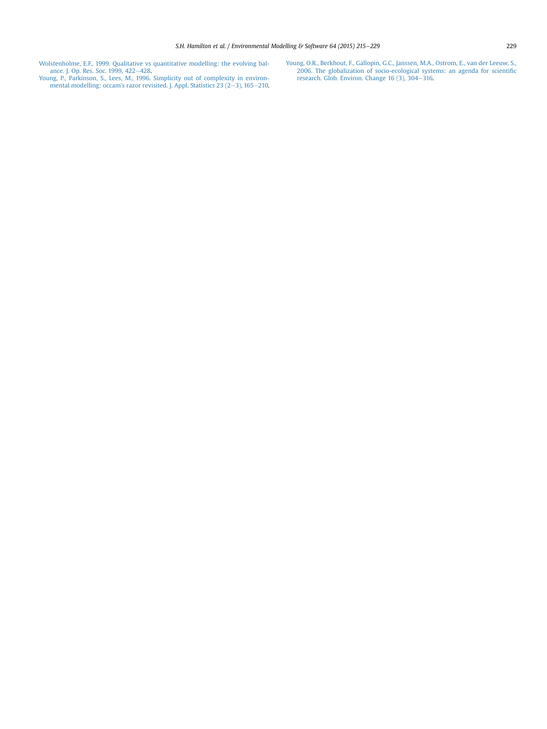Wolstenholme, E.F., 1999. Qualitative vs quantitative modelling: the evolving balance. J. Op. Res. Soc. 1999, 422–428.

Young, P., Parkinson, S., Lees, M., 1996. Simplicity out of complexity in environmental modelling: occam's razor revisited. J. Appl. Statistics 23 (2–3), 165–210.

Young, O.R., Berkhout, F., Gallopin, G.C., Janssen, M.A., Ostrom, E., van der Leeuw, S., 2006. The globalization of socio-ecological systems: an agenda for scientific research. Glob. Environ. Change 16 (3), 304–316.